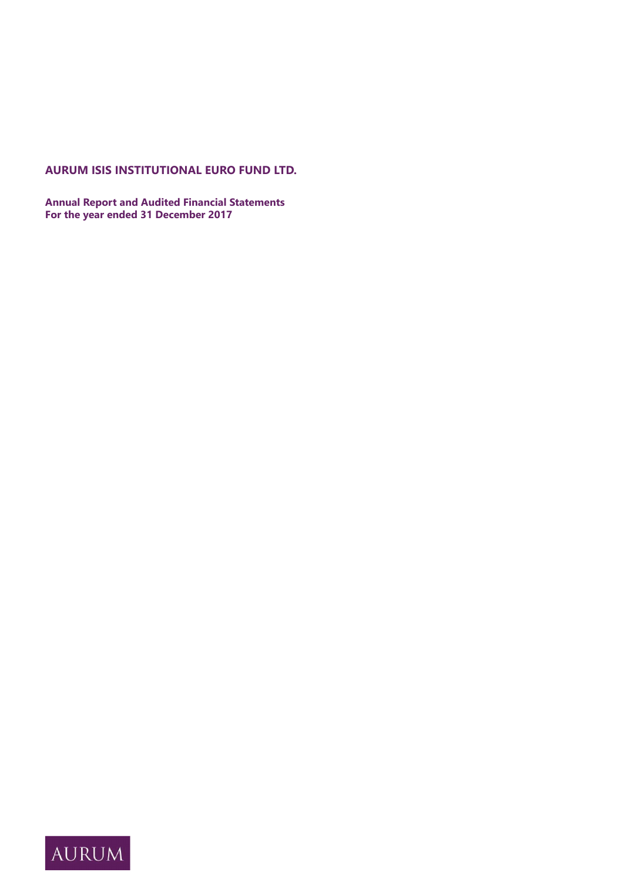# AURUM ISIS INSTITUTIONAL EURO FUND LTD.

**Annual Report and Audited Financial Statements**
**For the year ended 31 December 2017**

AURUM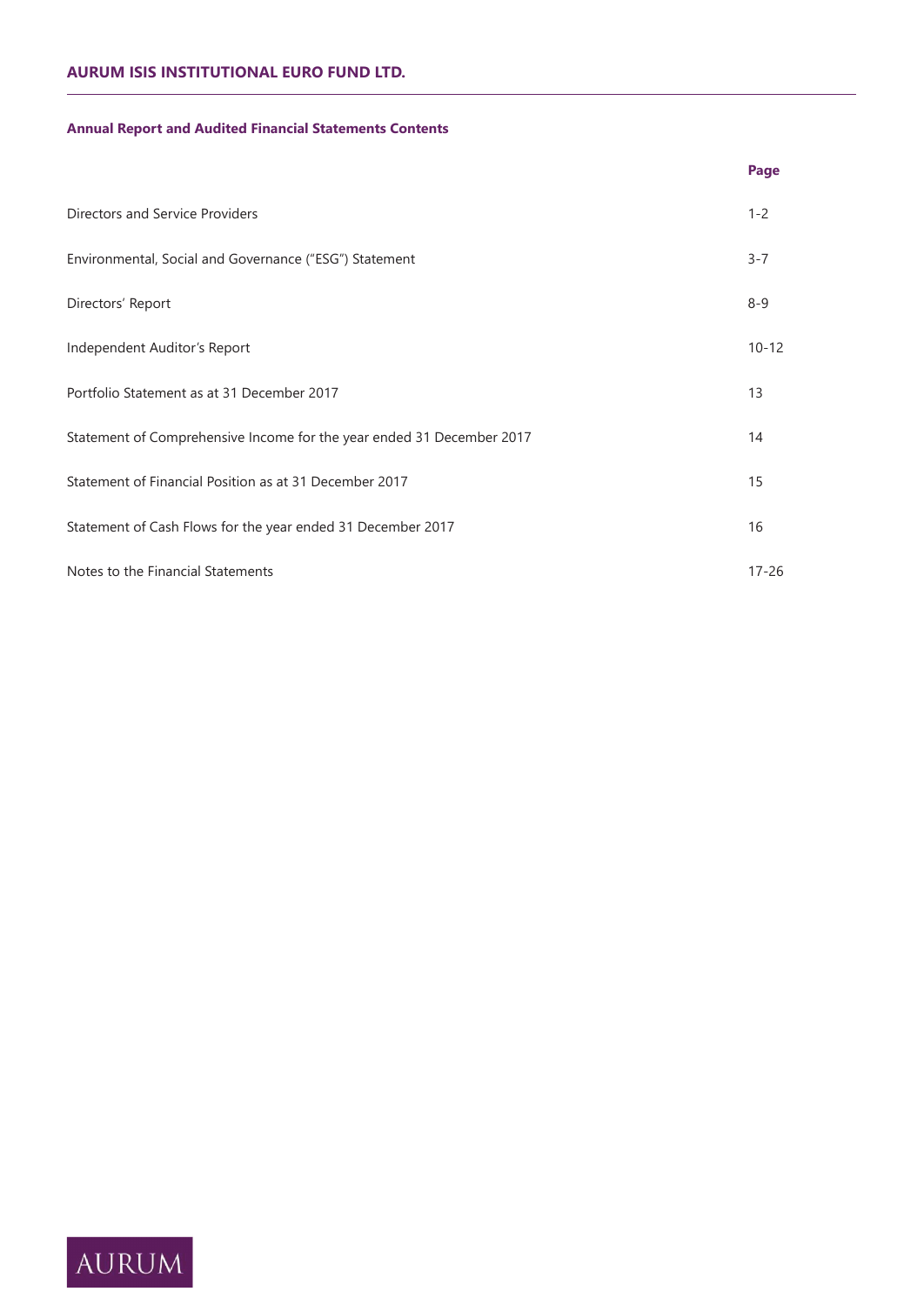# AURUM ISIS INSTITUTIONAL EURO FUND LTD.

## Annual Report and Audited Financial Statements Contents

| | Page |
|---|---|
| Directors and Service Providers | 1-2 |
| Environmental, Social and Governance ("ESG") Statement | 3-7 |
| Directors' Report | 8-9 |
| Independent Auditor's Report | 10-12 |
| Portfolio Statement as at 31 December 2017 | 13 |
| Statement of Comprehensive Income for the year ended 31 December 2017 | 14 |
| Statement of Financial Position as at 31 December 2017 | 15 |
| Statement of Cash Flows for the year ended 31 December 2017 | 16 |
| Notes to the Financial Statements | 17-26 |

AURUM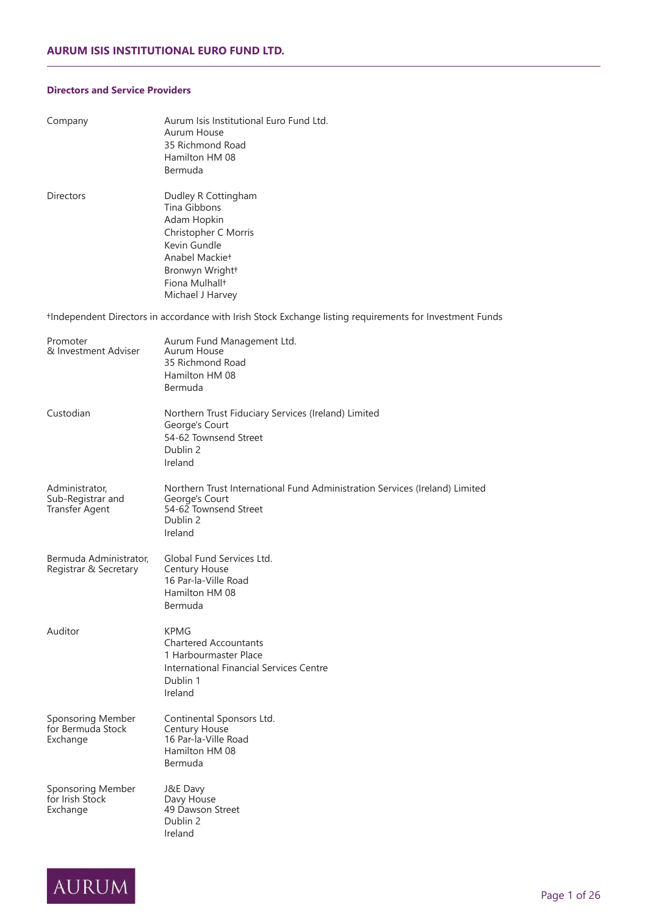## Directors and Service Providers

| | |
|---|---|
| Company | Aurum Isis Institutional Euro Fund Ltd.<br>Aurum House<br>35 Richmond Road<br>Hamilton HM 08<br>Bermuda |
| Directors | Dudley R Cottingham<br>Tina Gibbons<br>Adam Hopkin<br>Christopher C Morris<br>Kevin Gundle<br>Anabel Mackie†<br>Bronwyn Wright†<br>Fiona Mulhall†<br>Michael J Harvey |

†Independent Directors in accordance with Irish Stock Exchange listing requirements for Investment Funds

| | |
|---|---|
| Promoter & Investment Adviser | Aurum Fund Management Ltd.<br>Aurum House<br>35 Richmond Road<br>Hamilton HM 08<br>Bermuda |
| Custodian | Northern Trust Fiduciary Services (Ireland) Limited<br>George's Court<br>54-62 Townsend Street<br>Dublin 2<br>Ireland |
| Administrator, Sub-Registrar and Transfer Agent | Northern Trust International Fund Administration Services (Ireland) Limited<br>George's Court<br>54-62 Townsend Street<br>Dublin 2<br>Ireland |
| Bermuda Administrator, Registrar & Secretary | Global Fund Services Ltd.<br>Century House<br>16 Par-la-Ville Road<br>Hamilton HM 08<br>Bermuda |
| Auditor | KPMG<br>Chartered Accountants<br>1 Harbourmaster Place<br>International Financial Services Centre<br>Dublin 1<br>Ireland |
| Sponsoring Member for Bermuda Stock Exchange | Continental Sponsors Ltd.<br>Century House<br>16 Par-la-Ville Road<br>Hamilton HM 08<br>Bermuda |
| Sponsoring Member for Irish Stock Exchange | J&E Davy<br>Davy House<br>49 Dawson Street<br>Dublin 2<br>Ireland |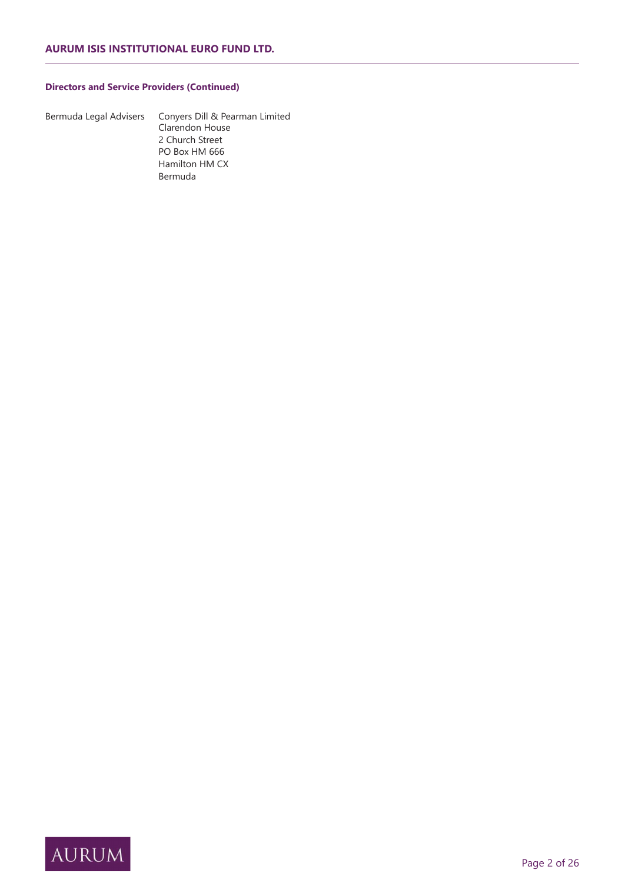**Directors and Service Providers (Continued)**

| | |
|---|---|
| Bermuda Legal Advisers | Conyers Dill & Pearman Limited<br>Clarendon House<br>2 Church Street<br>PO Box HM 666<br>Hamilton HM CX<br>Bermuda |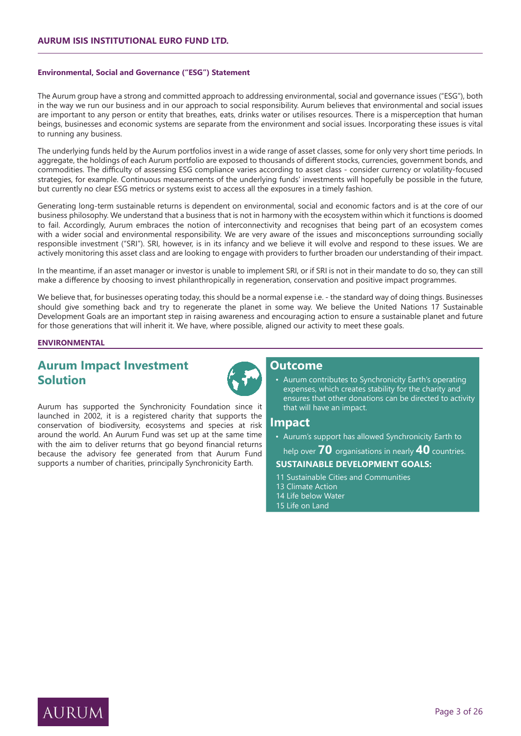### Environmental, Social and Governance ("ESG") Statement

The Aurum group have a strong and committed approach to addressing environmental, social and governance issues ("ESG"), both in the way we run our business and in our approach to social responsibility. Aurum believes that environmental and social issues are important to any person or entity that breathes, eats, drinks water or utilises resources. There is a misperception that human beings, businesses and economic systems are separate from the environment and social issues. Incorporating these issues is vital to running any business.

The underlying funds held by the Aurum portfolios invest in a wide range of asset classes, some for only very short time periods. In aggregate, the holdings of each Aurum portfolio are exposed to thousands of different stocks, currencies, government bonds, and commodities. The difficulty of assessing ESG compliance varies according to asset class - consider currency or volatility-focused strategies, for example. Continuous measurements of the underlying funds' investments will hopefully be possible in the future, but currently no clear ESG metrics or systems exist to access all the exposures in a timely fashion.

Generating long-term sustainable returns is dependent on environmental, social and economic factors and is at the core of our business philosophy. We understand that a business that is not in harmony with the ecosystem within which it functions is doomed to fail. Accordingly, Aurum embraces the notion of interconnectivity and recognises that being part of an ecosystem comes with a wider social and environmental responsibility. We are very aware of the issues and misconceptions surrounding socially responsible investment ("SRI"). SRI, however, is in its infancy and we believe it will evolve and respond to these issues. We are actively monitoring this asset class and are looking to engage with providers to further broaden our understanding of their impact.

In the meantime, if an asset manager or investor is unable to implement SRI, or if SRI is not in their mandate to do so, they can still make a difference by choosing to invest philanthropically in regeneration, conservation and positive impact programmes.

We believe that, for businesses operating today, this should be a normal expense i.e. - the standard way of doing things. Businesses should give something back and try to regenerate the planet in some way. We believe the United Nations 17 Sustainable Development Goals are an important step in raising awareness and encouraging action to ensure a sustainable planet and future for those generations that will inherit it. We have, where possible, aligned our activity to meet these goals.

#### ENVIRONMENTAL

## Aurum Impact Investment Solution

Aurum has supported the Synchronicity Foundation since it launched in 2002, it is a registered charity that supports the conservation of biodiversity, ecosystems and species at risk around the world. An Aurum Fund was set up at the same time with the aim to deliver returns that go beyond financial returns because the advisory fee generated from that Aurum Fund supports a number of charities, principally Synchronicity Earth.

## Outcome

- Aurum contributes to Synchronicity Earth's operating expenses, which creates stability for the charity and ensures that other donations can be directed to activity that will have an impact.

## Impact

- Aurum's support has allowed Synchronicity Earth to help over **70** organisations in nearly **40** countries.

**SUSTAINABLE DEVELOPMENT GOALS:**

11 Sustainable Cities and Communities
13 Climate Action
14 Life below Water
15 Life on Land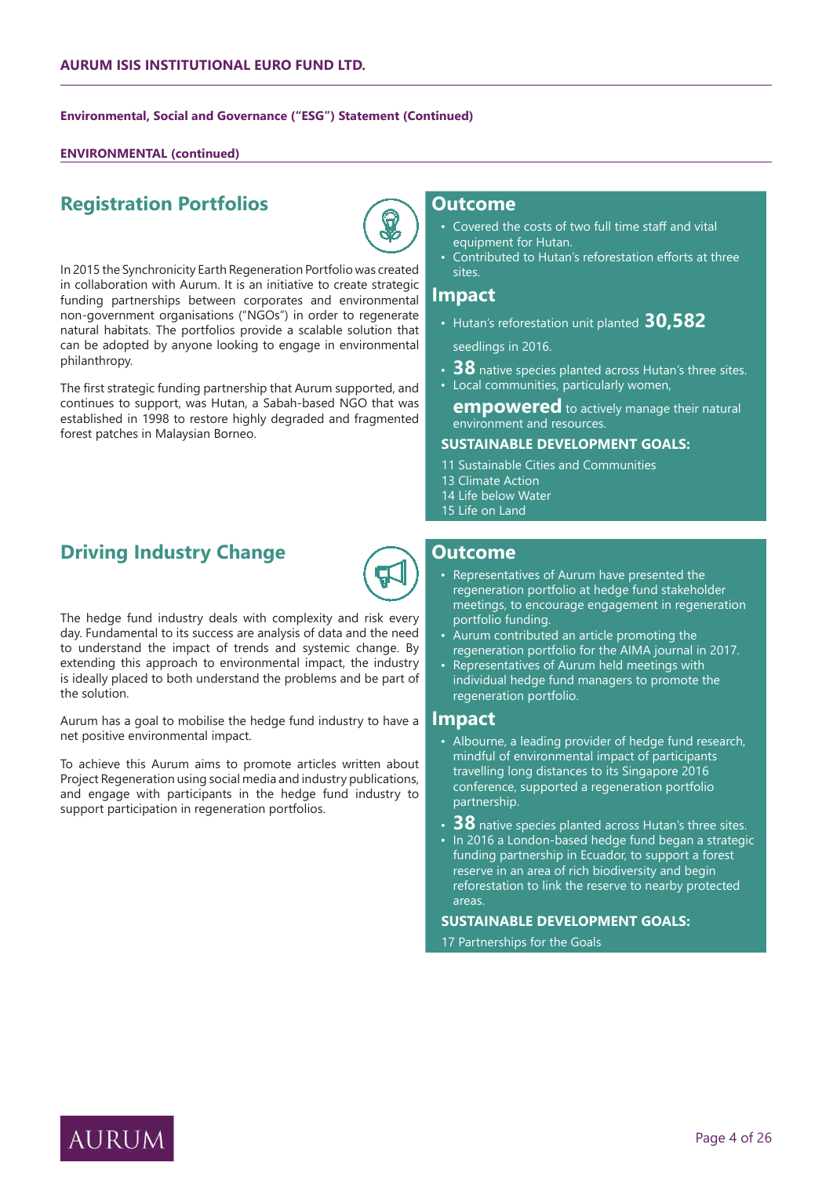**Environmental, Social and Governance ("ESG") Statement (Continued)**

**ENVIRONMENTAL (continued)**

## Registration Portfolios

In 2015 the Synchronicity Earth Regeneration Portfolio was created in collaboration with Aurum. It is an initiative to create strategic funding partnerships between corporates and environmental non-government organisations ("NGOs") in order to regenerate natural habitats. The portfolios provide a scalable solution that can be adopted by anyone looking to engage in environmental philanthropy.

The first strategic funding partnership that Aurum supported, and continues to support, was Hutan, a Sabah-based NGO that was established in 1998 to restore highly degraded and fragmented forest patches in Malaysian Borneo.

### Outcome

- Covered the costs of two full time staff and vital equipment for Hutan.
- Contributed to Hutan's reforestation efforts at three sites.

### Impact

- Hutan's reforestation unit planted **30,582** seedlings in 2016.
- **38** native species planted across Hutan's three sites.
- Local communities, particularly women, **empowered** to actively manage their natural environment and resources.

**SUSTAINABLE DEVELOPMENT GOALS:**

11 Sustainable Cities and Communities
13 Climate Action
14 Life below Water
15 Life on Land

## Driving Industry Change

The hedge fund industry deals with complexity and risk every day. Fundamental to its success are analysis of data and the need to understand the impact of trends and systemic change. By extending this approach to environmental impact, the industry is ideally placed to both understand the problems and be part of the solution.

Aurum has a goal to mobilise the hedge fund industry to have a net positive environmental impact.

To achieve this Aurum aims to promote articles written about Project Regeneration using social media and industry publications, and engage with participants in the hedge fund industry to support participation in regeneration portfolios.

### Outcome

- Representatives of Aurum have presented the regeneration portfolio at hedge fund stakeholder meetings, to encourage engagement in regeneration portfolio funding.
- Aurum contributed an article promoting the regeneration portfolio for the AIMA journal in 2017.
- Representatives of Aurum held meetings with individual hedge fund managers to promote the regeneration portfolio.

### Impact

- Albourne, a leading provider of hedge fund research, mindful of environmental impact of participants travelling long distances to its Singapore 2016 conference, supported a regeneration portfolio partnership.
- **38** native species planted across Hutan's three sites.
- In 2016 a London-based hedge fund began a strategic funding partnership in Ecuador, to support a forest reserve in an area of rich biodiversity and begin reforestation to link the reserve to nearby protected areas.

**SUSTAINABLE DEVELOPMENT GOALS:**

17 Partnerships for the Goals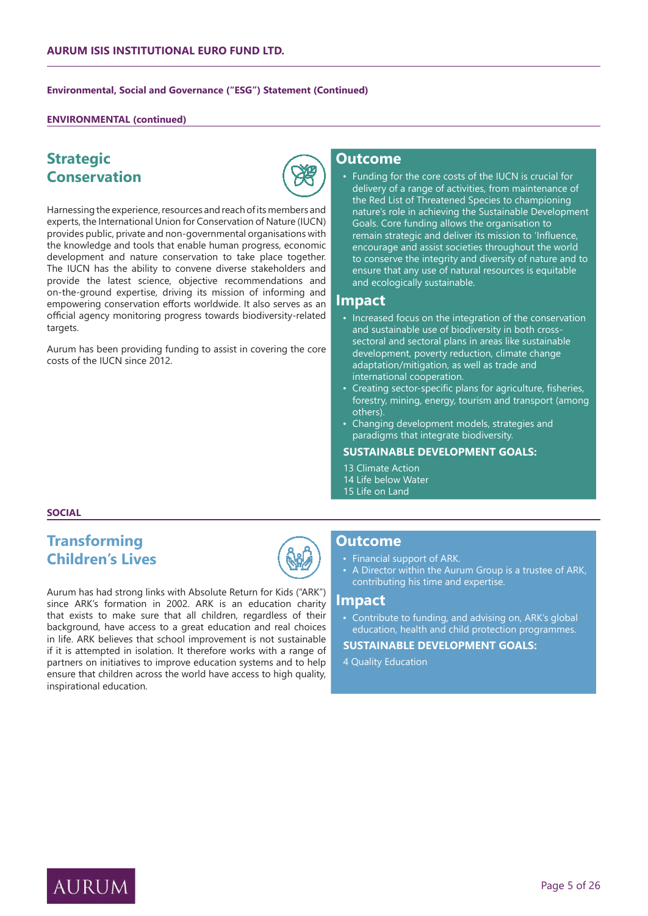**Environmental, Social and Governance ("ESG") Statement (Continued)**

**ENVIRONMENTAL (continued)**

## Strategic Conservation

Harnessing the experience, resources and reach of its members and experts, the International Union for Conservation of Nature (IUCN) provides public, private and non-governmental organisations with the knowledge and tools that enable human progress, economic development and nature conservation to take place together. The IUCN has the ability to convene diverse stakeholders and provide the latest science, objective recommendations and on-the-ground expertise, driving its mission of informing and empowering conservation efforts worldwide. It also serves as an official agency monitoring progress towards biodiversity-related targets.

Aurum has been providing funding to assist in covering the core costs of the IUCN since 2012.

### Outcome

- Funding for the core costs of the IUCN is crucial for delivery of a range of activities, from maintenance of the Red List of Threatened Species to championing nature's role in achieving the Sustainable Development Goals. Core funding allows the organisation to remain strategic and deliver its mission to 'Influence, encourage and assist societies throughout the world to conserve the integrity and diversity of nature and to ensure that any use of natural resources is equitable and ecologically sustainable.

### Impact

- Increased focus on the integration of the conservation and sustainable use of biodiversity in both cross-sectoral and sectoral plans in areas like sustainable development, poverty reduction, climate change adaptation/mitigation, as well as trade and international cooperation.
- Creating sector-specific plans for agriculture, fisheries, forestry, mining, energy, tourism and transport (among others).
- Changing development models, strategies and paradigms that integrate biodiversity.

**SUSTAINABLE DEVELOPMENT GOALS:**

13 Climate Action
14 Life below Water
15 Life on Land

**SOCIAL**

## Transforming Children's Lives

Aurum has had strong links with Absolute Return for Kids ("ARK") since ARK's formation in 2002. ARK is an education charity that exists to make sure that all children, regardless of their background, have access to a great education and real choices in life. ARK believes that school improvement is not sustainable if it is attempted in isolation. It therefore works with a range of partners on initiatives to improve education systems and to help ensure that children across the world have access to high quality, inspirational education.

### Outcome

- Financial support of ARK.
- A Director within the Aurum Group is a trustee of ARK, contributing his time and expertise.

### Impact

- Contribute to funding, and advising on, ARK's global education, health and child protection programmes.

**SUSTAINABLE DEVELOPMENT GOALS:**

4 Quality Education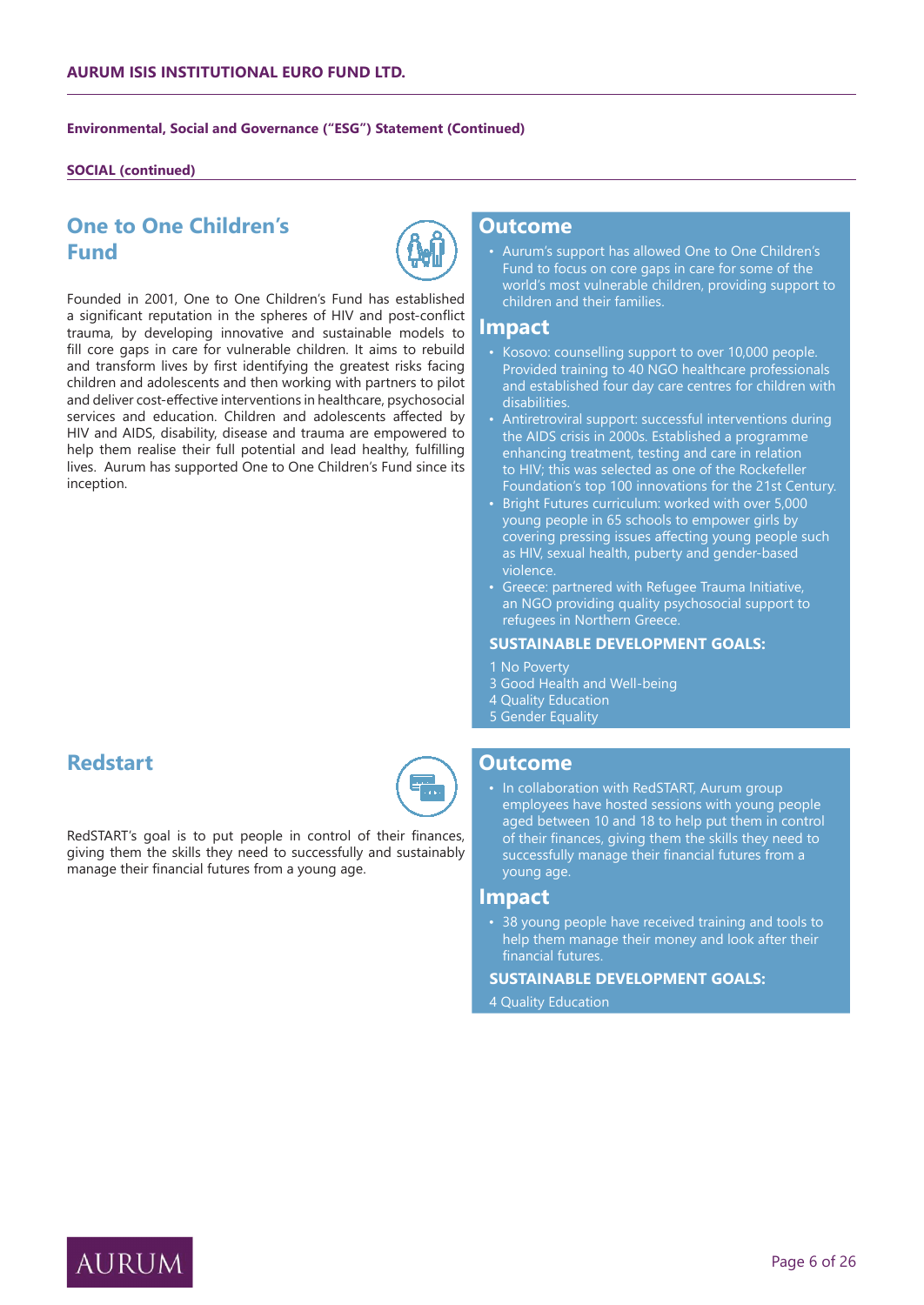## Environmental, Social and Governance ("ESG") Statement (Continued)

### SOCIAL (continued)

## One to One Children's Fund

Founded in 2001, One to One Children's Fund has established a significant reputation in the spheres of HIV and post-conflict trauma, by developing innovative and sustainable models to fill core gaps in care for vulnerable children. It aims to rebuild and transform lives by first identifying the greatest risks facing children and adolescents and then working with partners to pilot and deliver cost-effective interventions in healthcare, psychosocial services and education. Children and adolescents affected by HIV and AIDS, disability, disease and trauma are empowered to help them realise their full potential and lead healthy, fulfilling lives. Aurum has supported One to One Children's Fund since its inception.

### Outcome

- Aurum's support has allowed One to One Children's Fund to focus on core gaps in care for some of the world's most vulnerable children, providing support to children and their families.

### Impact

- Kosovo: counselling support to over 10,000 people. Provided training to 40 NGO healthcare professionals and established four day care centres for children with disabilities.
- Antiretroviral support: successful interventions during the AIDS crisis in 2000s. Established a programme enhancing treatment, testing and care in relation to HIV; this was selected as one of the Rockefeller Foundation's top 100 innovations for the 21st Century.
- Bright Futures curriculum: worked with over 5,000 young people in 65 schools to empower girls by covering pressing issues affecting young people such as HIV, sexual health, puberty and gender-based violence.
- Greece: partnered with Refugee Trauma Initiative, an NGO providing quality psychosocial support to refugees in Northern Greece.

**SUSTAINABLE DEVELOPMENT GOALS:**

1 No Poverty
3 Good Health and Well-being
4 Quality Education
5 Gender Equality

## Redstart

RedSTART's goal is to put people in control of their finances, giving them the skills they need to successfully and sustainably manage their financial futures from a young age.

### Outcome

- In collaboration with RedSTART, Aurum group employees have hosted sessions with young people aged between 10 and 18 to help put them in control of their finances, giving them the skills they need to successfully manage their financial futures from a young age.

### Impact

- 38 young people have received training and tools to help them manage their money and look after their financial futures.

**SUSTAINABLE DEVELOPMENT GOALS:**

4 Quality Education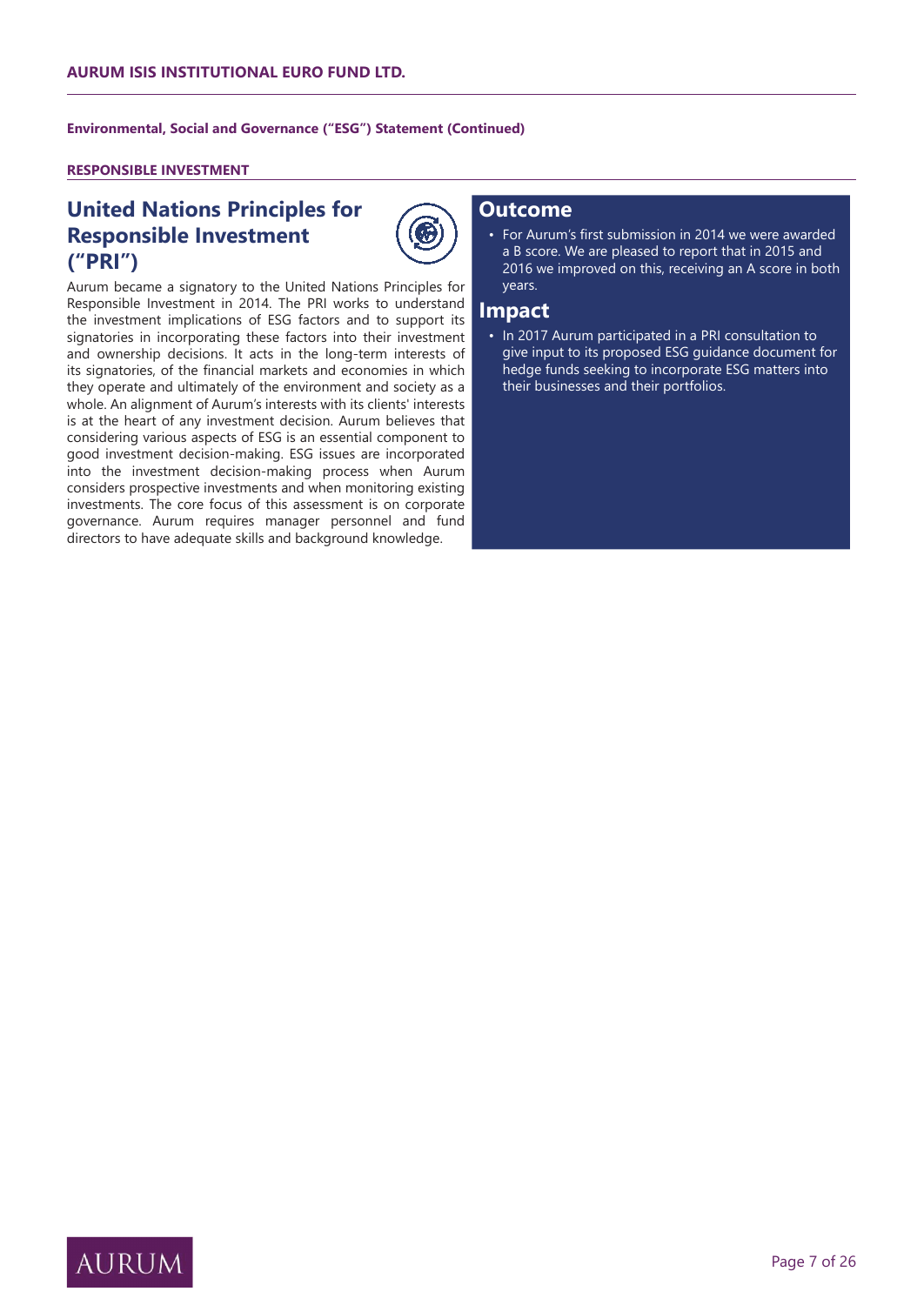**Environmental, Social and Governance ("ESG") Statement (Continued)**

**RESPONSIBLE INVESTMENT**

## United Nations Principles for Responsible Investment ("PRI")

Aurum became a signatory to the United Nations Principles for Responsible Investment in 2014. The PRI works to understand the investment implications of ESG factors and to support its signatories in incorporating these factors into their investment and ownership decisions. It acts in the long-term interests of its signatories, of the financial markets and economies in which they operate and ultimately of the environment and society as a whole. An alignment of Aurum's interests with its clients' interests is at the heart of any investment decision. Aurum believes that considering various aspects of ESG is an essential component to good investment decision-making. ESG issues are incorporated into the investment decision-making process when Aurum considers prospective investments and when monitoring existing investments. The core focus of this assessment is on corporate governance. Aurum requires manager personnel and fund directors to have adequate skills and background knowledge.

### Outcome

- For Aurum's first submission in 2014 we were awarded a B score. We are pleased to report that in 2015 and 2016 we improved on this, receiving an A score in both years.

### Impact

- In 2017 Aurum participated in a PRI consultation to give input to its proposed ESG guidance document for hedge funds seeking to incorporate ESG matters into their businesses and their portfolios.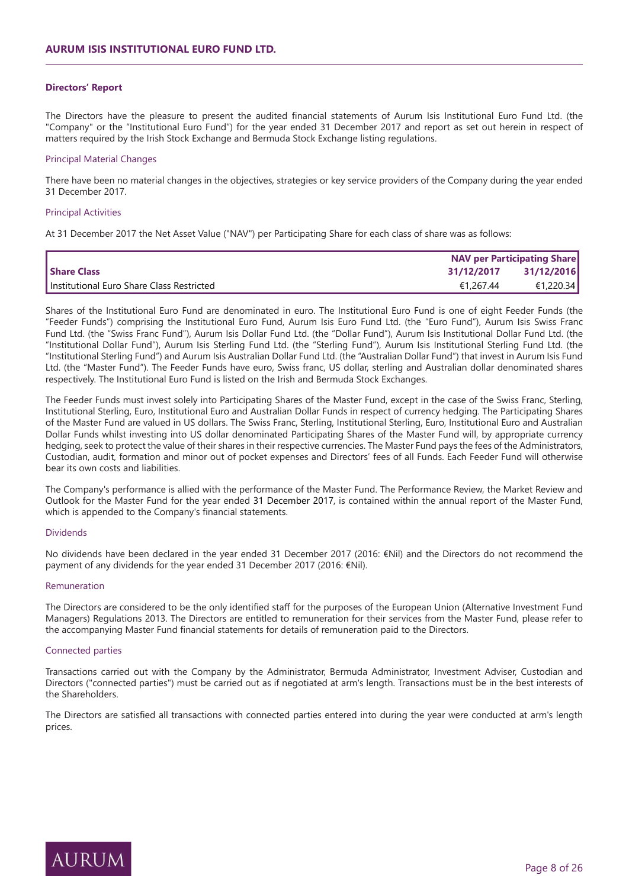## Directors' Report

The Directors have the pleasure to present the audited financial statements of Aurum Isis Institutional Euro Fund Ltd. (the "Company" or the "Institutional Euro Fund") for the year ended 31 December 2017 and report as set out herein in respect of matters required by the Irish Stock Exchange and Bermuda Stock Exchange listing regulations.

### Principal Material Changes

There have been no material changes in the objectives, strategies or key service providers of the Company during the year ended 31 December 2017.

### Principal Activities

At 31 December 2017 the Net Asset Value ("NAV") per Participating Share for each class of share was as follows:

| | NAV per Participating Share | |
|---|---|---|
| **Share Class** | **31/12/2017** | **31/12/2016** |
| Institutional Euro Share Class Restricted | €1,267.44 | €1,220.34 |

Shares of the Institutional Euro Fund are denominated in euro. The Institutional Euro Fund is one of eight Feeder Funds (the "Feeder Funds") comprising the Institutional Euro Fund, Aurum Isis Euro Fund Ltd. (the "Euro Fund"), Aurum Isis Swiss Franc Fund Ltd. (the "Swiss Franc Fund"), Aurum Isis Dollar Fund Ltd. (the "Dollar Fund"), Aurum Isis Institutional Dollar Fund Ltd. (the "Institutional Dollar Fund"), Aurum Isis Sterling Fund Ltd. (the "Sterling Fund"), Aurum Isis Institutional Sterling Fund Ltd. (the "Institutional Sterling Fund") and Aurum Isis Australian Dollar Fund Ltd. (the "Australian Dollar Fund") that invest in Aurum Isis Fund Ltd. (the "Master Fund"). The Feeder Funds have euro, Swiss franc, US dollar, sterling and Australian dollar denominated shares respectively. The Institutional Euro Fund is listed on the Irish and Bermuda Stock Exchanges.

The Feeder Funds must invest solely into Participating Shares of the Master Fund, except in the case of the Swiss Franc, Sterling, Institutional Sterling, Euro, Institutional Euro and Australian Dollar Funds in respect of currency hedging. The Participating Shares of the Master Fund are valued in US dollars. The Swiss Franc, Sterling, Institutional Sterling, Euro, Institutional Euro and Australian Dollar Funds whilst investing into US dollar denominated Participating Shares of the Master Fund will, by appropriate currency hedging, seek to protect the value of their shares in their respective currencies. The Master Fund pays the fees of the Administrators, Custodian, audit, formation and minor out of pocket expenses and Directors' fees of all Funds. Each Feeder Fund will otherwise bear its own costs and liabilities.

The Company's performance is allied with the performance of the Master Fund. The Performance Review, the Market Review and Outlook for the Master Fund for the year ended 31 December 2017, is contained within the annual report of the Master Fund, which is appended to the Company's financial statements.

### Dividends

No dividends have been declared in the year ended 31 December 2017 (2016: €Nil) and the Directors do not recommend the payment of any dividends for the year ended 31 December 2017 (2016: €Nil).

### Remuneration

The Directors are considered to be the only identified staff for the purposes of the European Union (Alternative Investment Fund Managers) Regulations 2013. The Directors are entitled to remuneration for their services from the Master Fund, please refer to the accompanying Master Fund financial statements for details of remuneration paid to the Directors.

### Connected parties

Transactions carried out with the Company by the Administrator, Bermuda Administrator, Investment Adviser, Custodian and Directors ("connected parties") must be carried out as if negotiated at arm's length. Transactions must be in the best interests of the Shareholders.

The Directors are satisfied all transactions with connected parties entered into during the year were conducted at arm's length prices.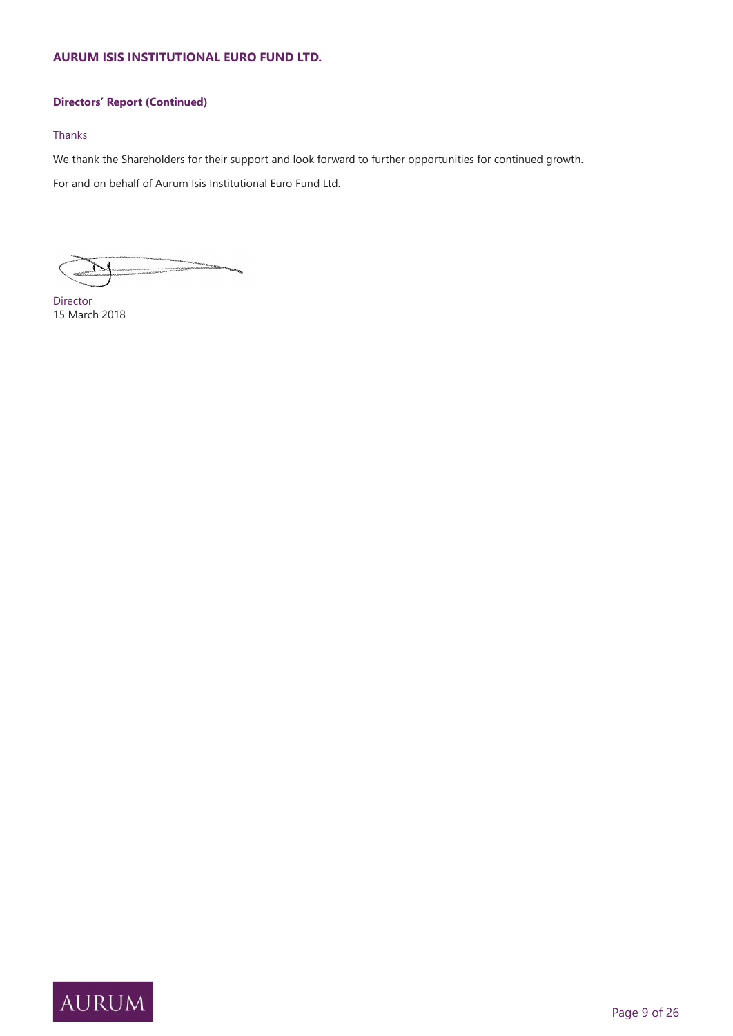**Directors' Report (Continued)**

Thanks

We thank the Shareholders for their support and look forward to further opportunities for continued growth.

For and on behalf of Aurum Isis Institutional Euro Fund Ltd.

Director
15 March 2018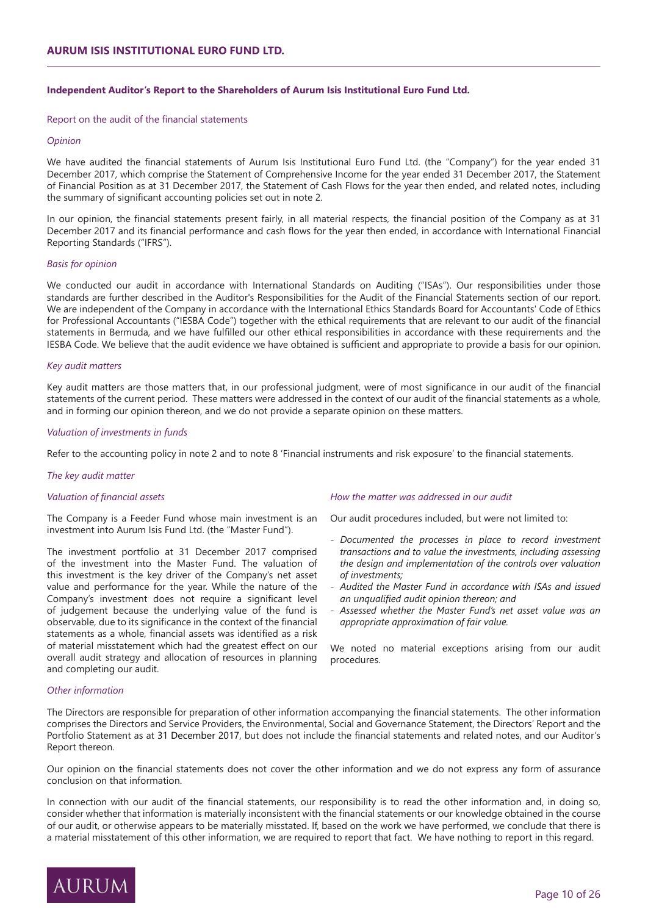**Independent Auditor's Report to the Shareholders of Aurum Isis Institutional Euro Fund Ltd.**

Report on the audit of the financial statements

*Opinion*

We have audited the financial statements of Aurum Isis Institutional Euro Fund Ltd. (the "Company") for the year ended 31 December 2017, which comprise the Statement of Comprehensive Income for the year ended 31 December 2017, the Statement of Financial Position as at 31 December 2017, the Statement of Cash Flows for the year then ended, and related notes, including the summary of significant accounting policies set out in note 2.

In our opinion, the financial statements present fairly, in all material respects, the financial position of the Company as at 31 December 2017 and its financial performance and cash flows for the year then ended, in accordance with International Financial Reporting Standards ("IFRS").

*Basis for opinion*

We conducted our audit in accordance with International Standards on Auditing ("ISAs"). Our responsibilities under those standards are further described in the Auditor's Responsibilities for the Audit of the Financial Statements section of our report. We are independent of the Company in accordance with the International Ethics Standards Board for Accountants' Code of Ethics for Professional Accountants ("IESBA Code") together with the ethical requirements that are relevant to our audit of the financial statements in Bermuda, and we have fulfilled our other ethical responsibilities in accordance with these requirements and the IESBA Code. We believe that the audit evidence we have obtained is sufficient and appropriate to provide a basis for our opinion.

*Key audit matters*

Key audit matters are those matters that, in our professional judgment, were of most significance in our audit of the financial statements of the current period. These matters were addressed in the context of our audit of the financial statements as a whole, and in forming our opinion thereon, and we do not provide a separate opinion on these matters.

*Valuation of investments in funds*

Refer to the accounting policy in note 2 and to note 8 'Financial instruments and risk exposure' to the financial statements.

*The key audit matter*

*Valuation of financial assets*

The Company is a Feeder Fund whose main investment is an investment into Aurum Isis Fund Ltd. (the "Master Fund").

The investment portfolio at 31 December 2017 comprised of the investment into the Master Fund. The valuation of this investment is the key driver of the Company's net asset value and performance for the year. While the nature of the Company's investment does not require a significant level of judgement because the underlying value of the fund is observable, due to its significance in the context of the financial statements as a whole, financial assets was identified as a risk of material misstatement which had the greatest effect on our overall audit strategy and allocation of resources in planning and completing our audit.

*How the matter was addressed in our audit*

Our audit procedures included, but were not limited to:

- *Documented the processes in place to record investment transactions and to value the investments, including assessing the design and implementation of the controls over valuation of investments;*
- *Audited the Master Fund in accordance with ISAs and issued an unqualified audit opinion thereon; and*
- *Assessed whether the Master Fund's net asset value was an appropriate approximation of fair value.*

We noted no material exceptions arising from our audit procedures.

*Other information*

The Directors are responsible for preparation of other information accompanying the financial statements. The other information comprises the Directors and Service Providers, the Environmental, Social and Governance Statement, the Directors' Report and the Portfolio Statement as at 31 December 2017, but does not include the financial statements and related notes, and our Auditor's Report thereon.

Our opinion on the financial statements does not cover the other information and we do not express any form of assurance conclusion on that information.

In connection with our audit of the financial statements, our responsibility is to read the other information and, in doing so, consider whether that information is materially inconsistent with the financial statements or our knowledge obtained in the course of our audit, or otherwise appears to be materially misstated. If, based on the work we have performed, we conclude that there is a material misstatement of this other information, we are required to report that fact. We have nothing to report in this regard.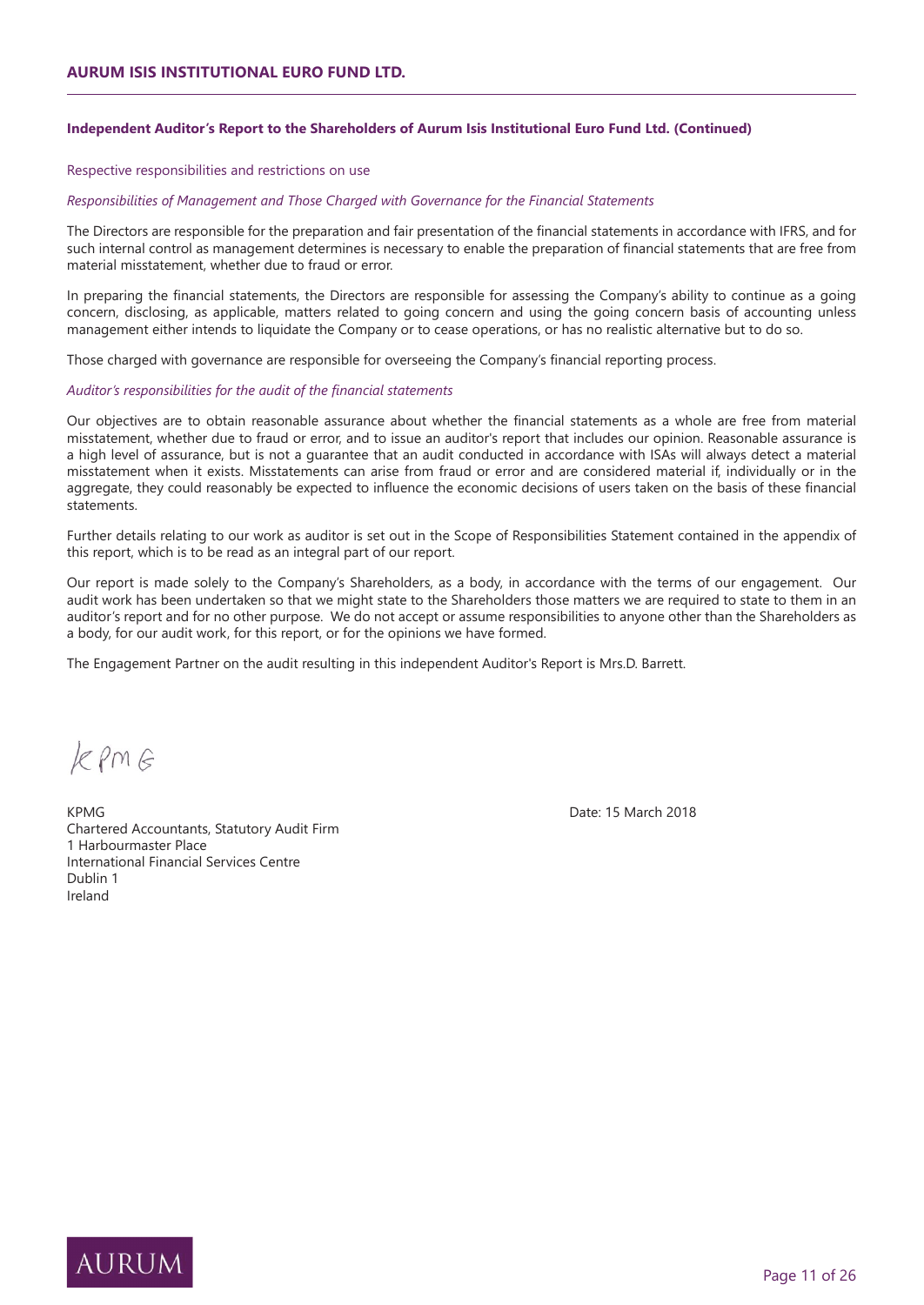**Independent Auditor's Report to the Shareholders of Aurum Isis Institutional Euro Fund Ltd. (Continued)**

Respective responsibilities and restrictions on use

*Responsibilities of Management and Those Charged with Governance for the Financial Statements*

The Directors are responsible for the preparation and fair presentation of the financial statements in accordance with IFRS, and for such internal control as management determines is necessary to enable the preparation of financial statements that are free from material misstatement, whether due to fraud or error.

In preparing the financial statements, the Directors are responsible for assessing the Company's ability to continue as a going concern, disclosing, as applicable, matters related to going concern and using the going concern basis of accounting unless management either intends to liquidate the Company or to cease operations, or has no realistic alternative but to do so.

Those charged with governance are responsible for overseeing the Company's financial reporting process.

*Auditor's responsibilities for the audit of the financial statements*

Our objectives are to obtain reasonable assurance about whether the financial statements as a whole are free from material misstatement, whether due to fraud or error, and to issue an auditor's report that includes our opinion. Reasonable assurance is a high level of assurance, but is not a guarantee that an audit conducted in accordance with ISAs will always detect a material misstatement when it exists. Misstatements can arise from fraud or error and are considered material if, individually or in the aggregate, they could reasonably be expected to influence the economic decisions of users taken on the basis of these financial statements.

Further details relating to our work as auditor is set out in the Scope of Responsibilities Statement contained in the appendix of this report, which is to be read as an integral part of our report.

Our report is made solely to the Company's Shareholders, as a body, in accordance with the terms of our engagement. Our audit work has been undertaken so that we might state to the Shareholders those matters we are required to state to them in an auditor's report and for no other purpose. We do not accept or assume responsibilities to anyone other than the Shareholders as a body, for our audit work, for this report, or for the opinions we have formed.

The Engagement Partner on the audit resulting in this independent Auditor's Report is Mrs.D. Barrett.

KPMG

KPMG
Chartered Accountants, Statutory Audit Firm
1 Harbourmaster Place
International Financial Services Centre
Dublin 1
Ireland

Date: 15 March 2018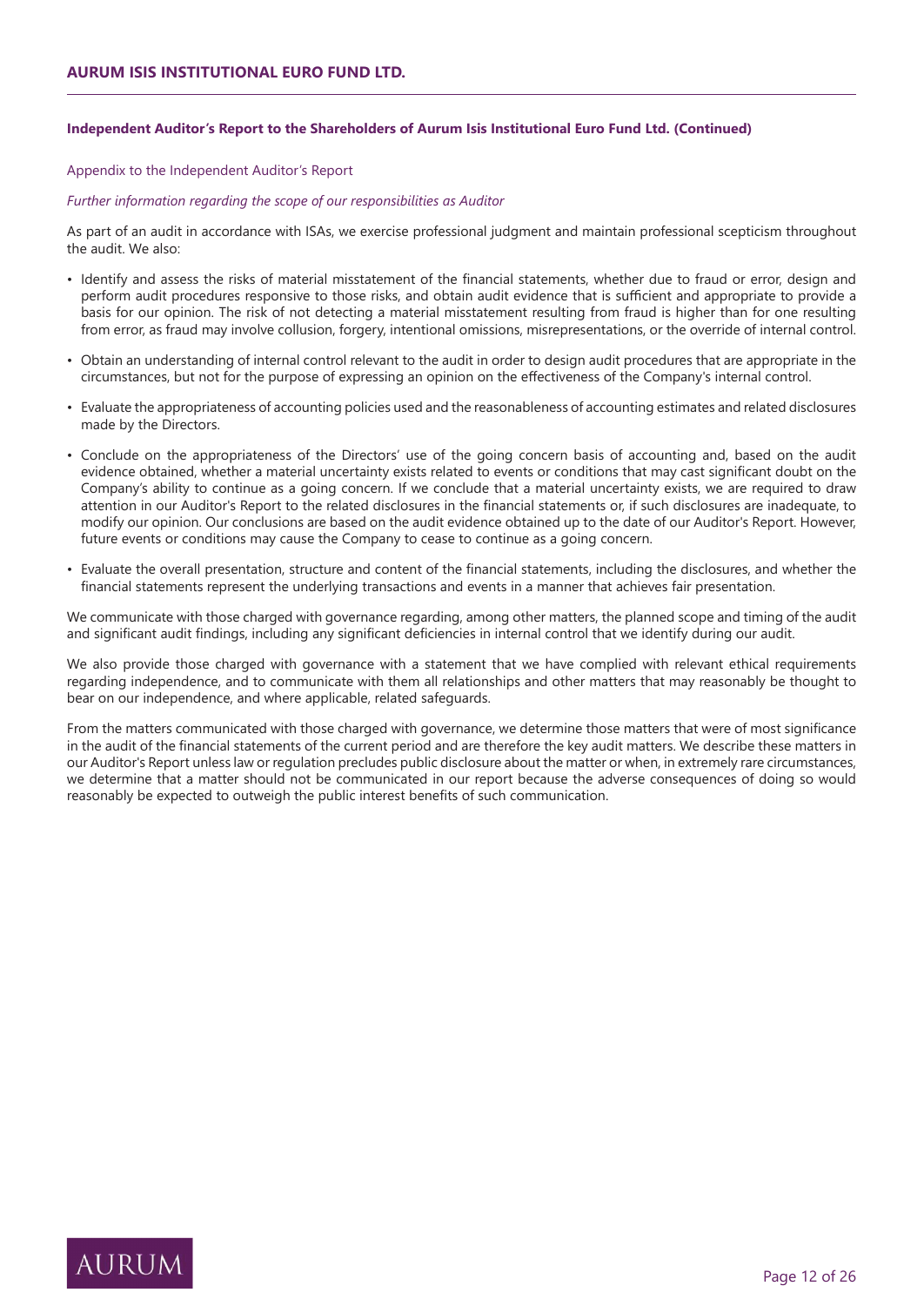**Independent Auditor's Report to the Shareholders of Aurum Isis Institutional Euro Fund Ltd. (Continued)**

Appendix to the Independent Auditor's Report

*Further information regarding the scope of our responsibilities as Auditor*

As part of an audit in accordance with ISAs, we exercise professional judgment and maintain professional scepticism throughout the audit. We also:

- Identify and assess the risks of material misstatement of the financial statements, whether due to fraud or error, design and perform audit procedures responsive to those risks, and obtain audit evidence that is sufficient and appropriate to provide a basis for our opinion. The risk of not detecting a material misstatement resulting from fraud is higher than for one resulting from error, as fraud may involve collusion, forgery, intentional omissions, misrepresentations, or the override of internal control.
- Obtain an understanding of internal control relevant to the audit in order to design audit procedures that are appropriate in the circumstances, but not for the purpose of expressing an opinion on the effectiveness of the Company's internal control.
- Evaluate the appropriateness of accounting policies used and the reasonableness of accounting estimates and related disclosures made by the Directors.
- Conclude on the appropriateness of the Directors' use of the going concern basis of accounting and, based on the audit evidence obtained, whether a material uncertainty exists related to events or conditions that may cast significant doubt on the Company's ability to continue as a going concern. If we conclude that a material uncertainty exists, we are required to draw attention in our Auditor's Report to the related disclosures in the financial statements or, if such disclosures are inadequate, to modify our opinion. Our conclusions are based on the audit evidence obtained up to the date of our Auditor's Report. However, future events or conditions may cause the Company to cease to continue as a going concern.
- Evaluate the overall presentation, structure and content of the financial statements, including the disclosures, and whether the financial statements represent the underlying transactions and events in a manner that achieves fair presentation.

We communicate with those charged with governance regarding, among other matters, the planned scope and timing of the audit and significant audit findings, including any significant deficiencies in internal control that we identify during our audit.

We also provide those charged with governance with a statement that we have complied with relevant ethical requirements regarding independence, and to communicate with them all relationships and other matters that may reasonably be thought to bear on our independence, and where applicable, related safeguards.

From the matters communicated with those charged with governance, we determine those matters that were of most significance in the audit of the financial statements of the current period and are therefore the key audit matters. We describe these matters in our Auditor's Report unless law or regulation precludes public disclosure about the matter or when, in extremely rare circumstances, we determine that a matter should not be communicated in our report because the adverse consequences of doing so would reasonably be expected to outweigh the public interest benefits of such communication.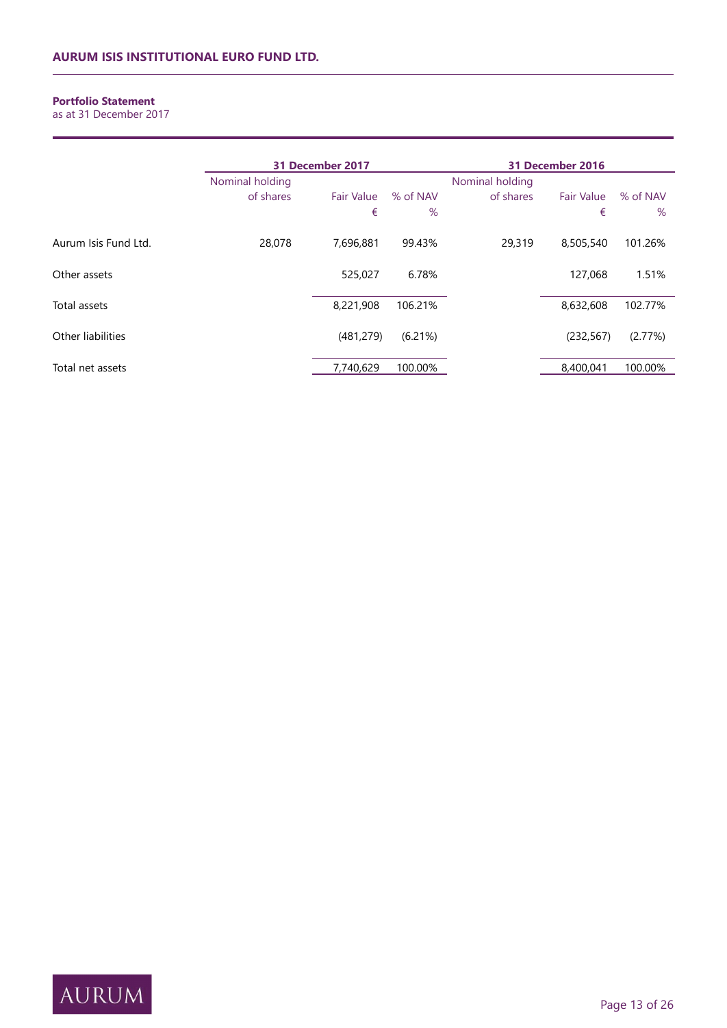**Portfolio Statement**
as at 31 December 2017

| | 31 December 2017 | | | 31 December 2016 | | |
|---|---|---|---|---|---|---|
| | Nominal holding of shares | Fair Value € | % of NAV % | Nominal holding of shares | Fair Value € | % of NAV % |
| Aurum Isis Fund Ltd. | 28,078 | 7,696,881 | 99.43% | 29,319 | 8,505,540 | 101.26% |
| Other assets | | 525,027 | 6.78% | | 127,068 | 1.51% |
| Total assets | | 8,221,908 | 106.21% | | 8,632,608 | 102.77% |
| Other liabilities | | (481,279) | (6.21%) | | (232,567) | (2.77%) |
| Total net assets | | 7,740,629 | 100.00% | | 8,400,041 | 100.00% |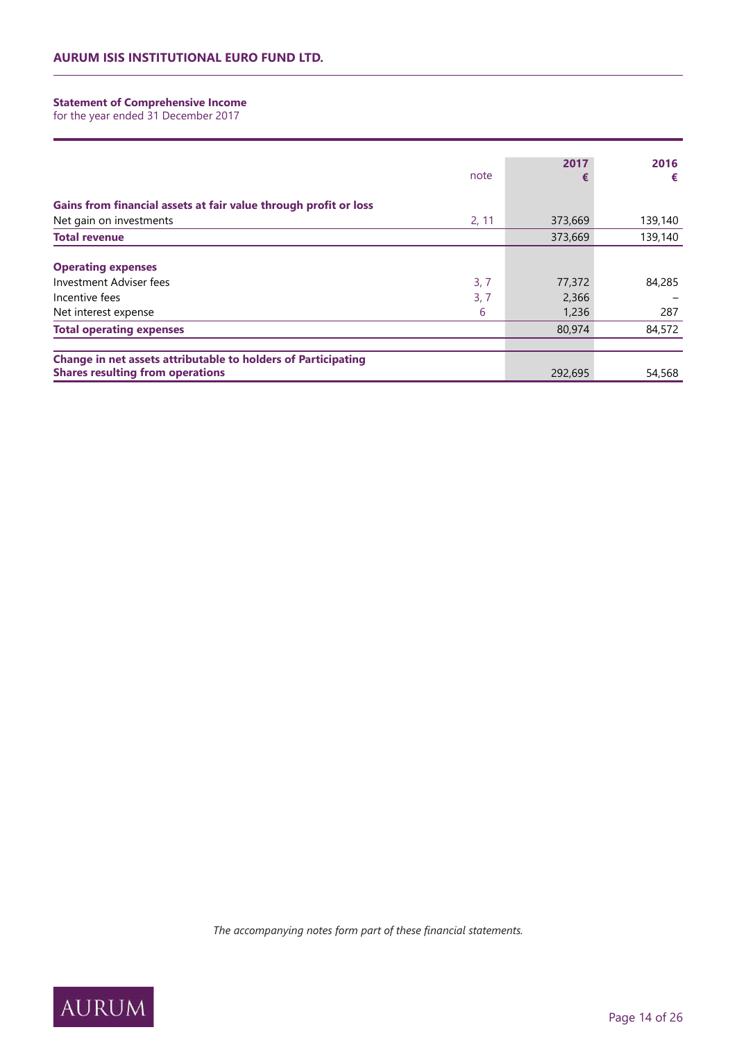## Statement of Comprehensive Income

for the year ended 31 December 2017

| | note | 2017 € | 2016 € |
|---|---|---|---|
| **Gains from financial assets at fair value through profit or loss** | | | |
| Net gain on investments | 2, 11 | 373,669 | 139,140 |
| **Total revenue** | | 373,669 | 139,140 |
| **Operating expenses** | | | |
| Investment Adviser fees | 3, 7 | 77,372 | 84,285 |
| Incentive fees | 3, 7 | 2,366 | – |
| Net interest expense | 6 | 1,236 | 287 |
| **Total operating expenses** | | 80,974 | 84,572 |
| **Change in net assets attributable to holders of Participating Shares resulting from operations** | | 292,695 | 54,568 |

*The accompanying notes form part of these financial statements.*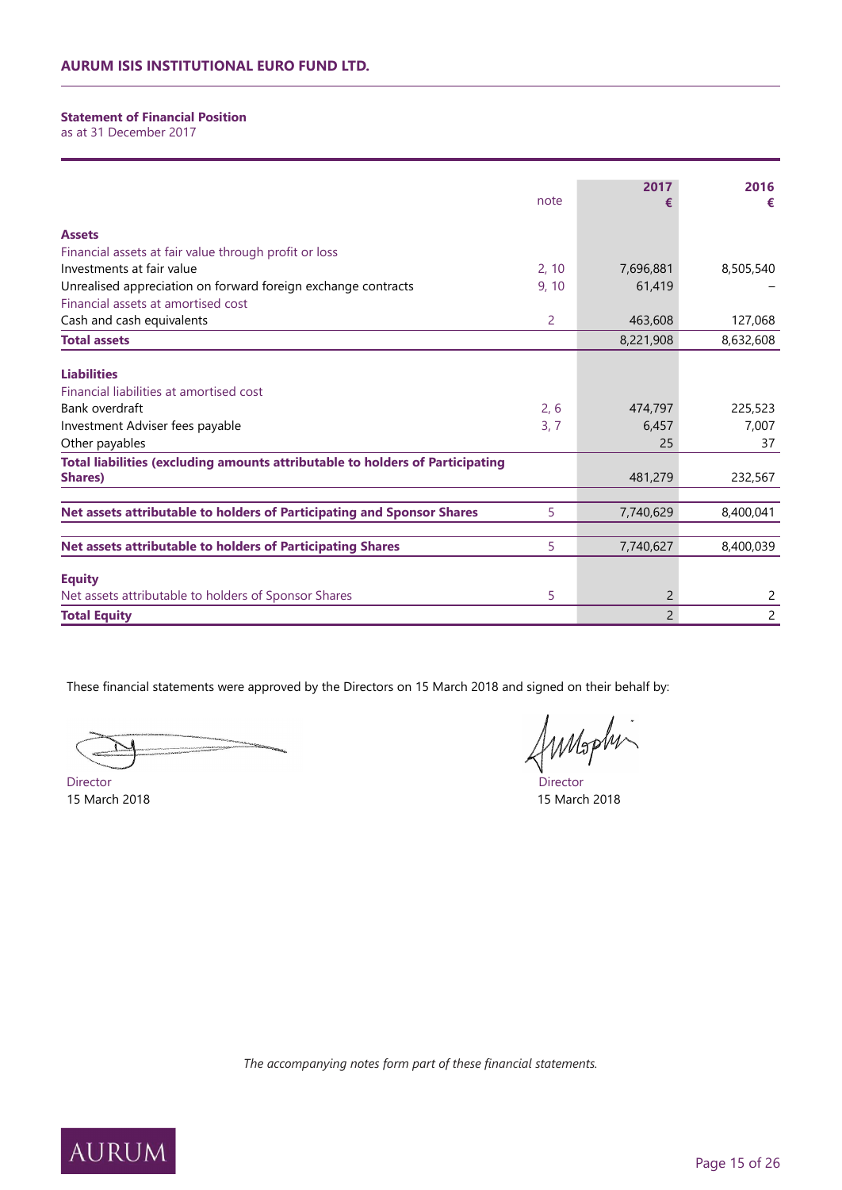# AURUM ISIS INSTITUTIONAL EURO FUND LTD.

**Statement of Financial Position**
as at 31 December 2017

| | note | 2017 € | 2016 € |
|---|---|---|---|
| **Assets** | | | |
| Financial assets at fair value through profit or loss | | | |
| Investments at fair value | 2, 10 | 7,696,881 | 8,505,540 |
| Unrealised appreciation on forward foreign exchange contracts | 9, 10 | 61,419 | – |
| Financial assets at amortised cost | | | |
| Cash and cash equivalents | 2 | 463,608 | 127,068 |
| **Total assets** | | 8,221,908 | 8,632,608 |
| **Liabilities** | | | |
| Financial liabilities at amortised cost | | | |
| Bank overdraft | 2, 6 | 474,797 | 225,523 |
| Investment Adviser fees payable | 3, 7 | 6,457 | 7,007 |
| Other payables | | 25 | 37 |
| **Total liabilities (excluding amounts attributable to holders of Participating Shares)** | | 481,279 | 232,567 |
| **Net assets attributable to holders of Participating and Sponsor Shares** | 5 | 7,740,629 | 8,400,041 |
| **Net assets attributable to holders of Participating Shares** | 5 | 7,740,627 | 8,400,039 |
| **Equity** | | | |
| Net assets attributable to holders of Sponsor Shares | 5 | 2 | 2 |
| **Total Equity** | | 2 | 2 |

These financial statements were approved by the Directors on 15 March 2018 and signed on their behalf by:

Director
15 March 2018

Director
15 March 2018

*The accompanying notes form part of these financial statements.*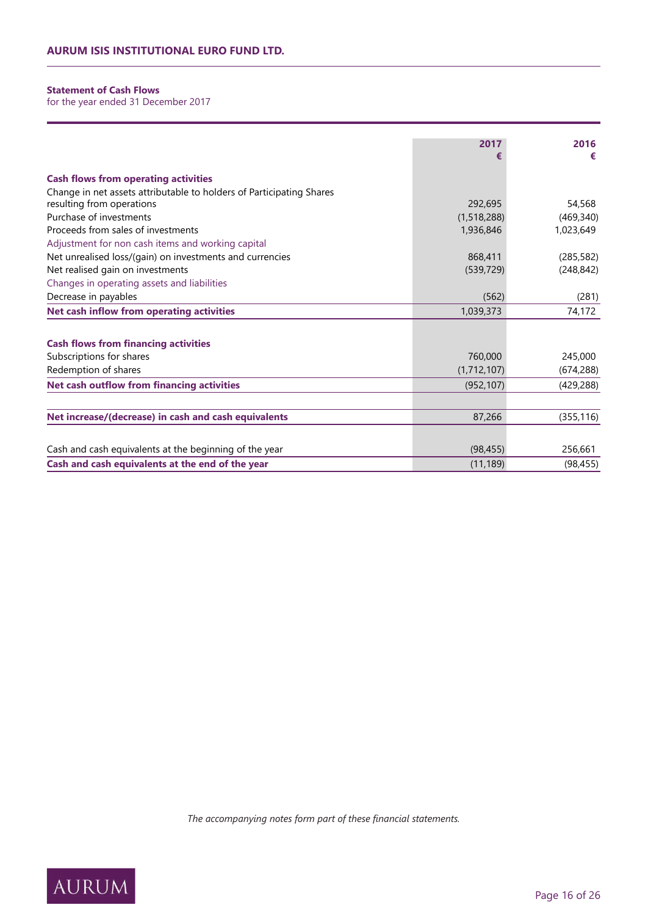## Statement of Cash Flows

for the year ended 31 December 2017

| | 2017 € | 2016 € |
|---|---|---|
| **Cash flows from operating activities** | | |
| Change in net assets attributable to holders of Participating Shares resulting from operations | 292,695 | 54,568 |
| Purchase of investments | (1,518,288) | (469,340) |
| Proceeds from sales of investments | 1,936,846 | 1,023,649 |
| Adjustment for non cash items and working capital | | |
| Net unrealised loss/(gain) on investments and currencies | 868,411 | (285,582) |
| Net realised gain on investments | (539,729) | (248,842) |
| Changes in operating assets and liabilities | | |
| Decrease in payables | (562) | (281) |
| **Net cash inflow from operating activities** | 1,039,373 | 74,172 |
| | | |
| **Cash flows from financing activities** | | |
| Subscriptions for shares | 760,000 | 245,000 |
| Redemption of shares | (1,712,107) | (674,288) |
| **Net cash outflow from financing activities** | (952,107) | (429,288) |
| | | |
| **Net increase/(decrease) in cash and cash equivalents** | 87,266 | (355,116) |
| | | |
| Cash and cash equivalents at the beginning of the year | (98,455) | 256,661 |
| **Cash and cash equivalents at the end of the year** | (11,189) | (98,455) |

*The accompanying notes form part of these financial statements.*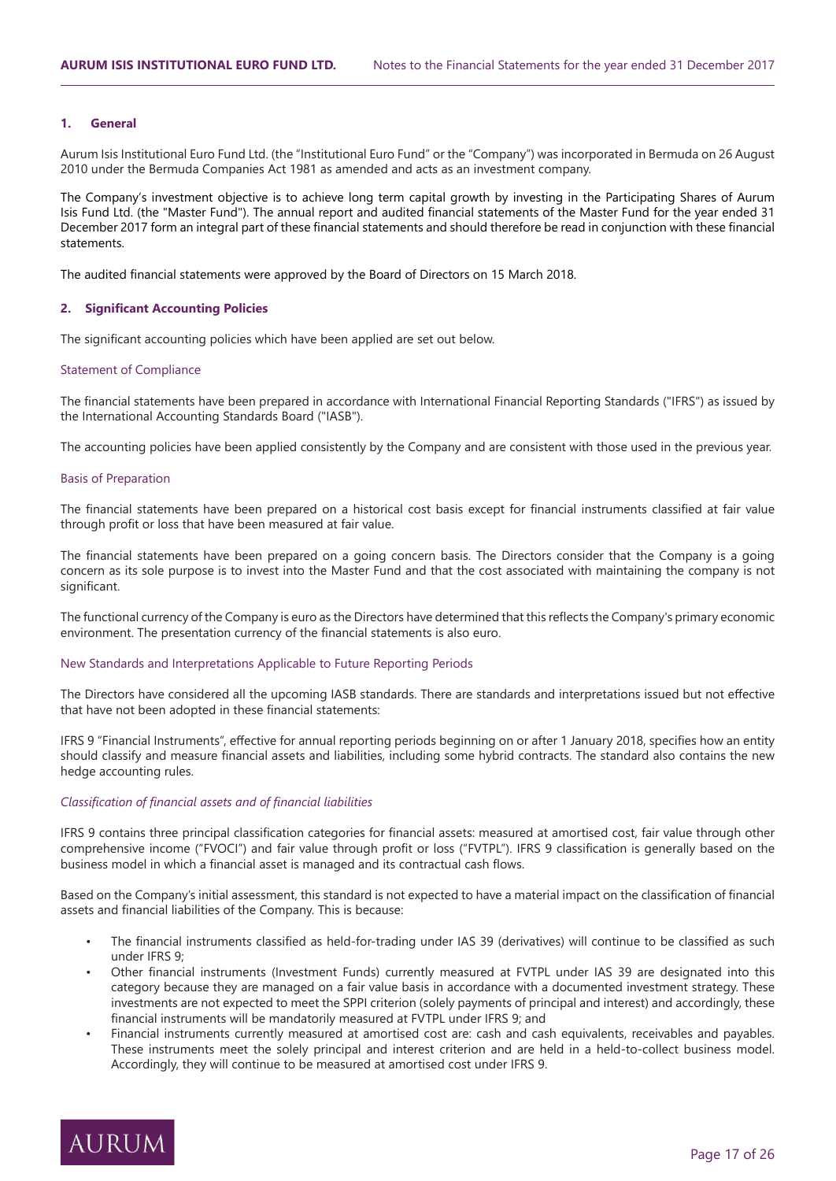## 1. General

Aurum Isis Institutional Euro Fund Ltd. (the "Institutional Euro Fund" or the "Company") was incorporated in Bermuda on 26 August 2010 under the Bermuda Companies Act 1981 as amended and acts as an investment company.

The Company's investment objective is to achieve long term capital growth by investing in the Participating Shares of Aurum Isis Fund Ltd. (the "Master Fund"). The annual report and audited financial statements of the Master Fund for the year ended 31 December 2017 form an integral part of these financial statements and should therefore be read in conjunction with these financial statements.

The audited financial statements were approved by the Board of Directors on 15 March 2018.

## 2. Significant Accounting Policies

The significant accounting policies which have been applied are set out below.

### Statement of Compliance

The financial statements have been prepared in accordance with International Financial Reporting Standards ("IFRS") as issued by the International Accounting Standards Board ("IASB").

The accounting policies have been applied consistently by the Company and are consistent with those used in the previous year.

### Basis of Preparation

The financial statements have been prepared on a historical cost basis except for financial instruments classified at fair value through profit or loss that have been measured at fair value.

The financial statements have been prepared on a going concern basis. The Directors consider that the Company is a going concern as its sole purpose is to invest into the Master Fund and that the cost associated with maintaining the company is not significant.

The functional currency of the Company is euro as the Directors have determined that this reflects the Company's primary economic environment. The presentation currency of the financial statements is also euro.

### New Standards and Interpretations Applicable to Future Reporting Periods

The Directors have considered all the upcoming IASB standards. There are standards and interpretations issued but not effective that have not been adopted in these financial statements:

IFRS 9 "Financial Instruments", effective for annual reporting periods beginning on or after 1 January 2018, specifies how an entity should classify and measure financial assets and liabilities, including some hybrid contracts. The standard also contains the new hedge accounting rules.

*Classification of financial assets and of financial liabilities*

IFRS 9 contains three principal classification categories for financial assets: measured at amortised cost, fair value through other comprehensive income ("FVOCI") and fair value through profit or loss ("FVTPL"). IFRS 9 classification is generally based on the business model in which a financial asset is managed and its contractual cash flows.

Based on the Company's initial assessment, this standard is not expected to have a material impact on the classification of financial assets and financial liabilities of the Company. This is because:

- The financial instruments classified as held-for-trading under IAS 39 (derivatives) will continue to be classified as such under IFRS 9;
- Other financial instruments (Investment Funds) currently measured at FVTPL under IAS 39 are designated into this category because they are managed on a fair value basis in accordance with a documented investment strategy. These investments are not expected to meet the SPPI criterion (solely payments of principal and interest) and accordingly, these financial instruments will be mandatorily measured at FVTPL under IFRS 9; and
- Financial instruments currently measured at amortised cost are: cash and cash equivalents, receivables and payables. These instruments meet the solely principal and interest criterion and are held in a held-to-collect business model. Accordingly, they will continue to be measured at amortised cost under IFRS 9.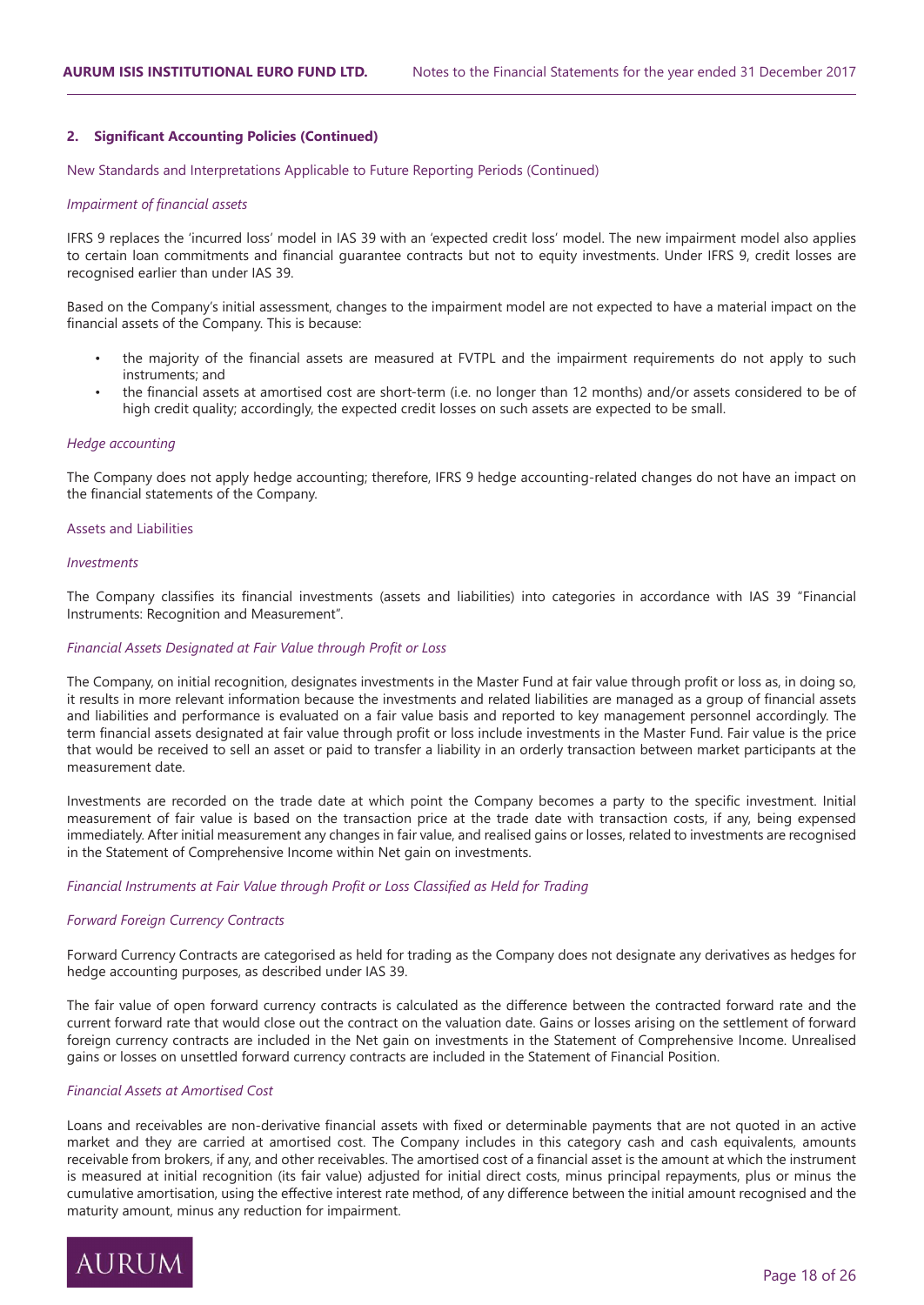## 2. Significant Accounting Policies (Continued)

New Standards and Interpretations Applicable to Future Reporting Periods (Continued)

*Impairment of financial assets*

IFRS 9 replaces the 'incurred loss' model in IAS 39 with an 'expected credit loss' model. The new impairment model also applies to certain loan commitments and financial guarantee contracts but not to equity investments. Under IFRS 9, credit losses are recognised earlier than under IAS 39.

Based on the Company's initial assessment, changes to the impairment model are not expected to have a material impact on the financial assets of the Company. This is because:

- the majority of the financial assets are measured at FVTPL and the impairment requirements do not apply to such instruments; and
- the financial assets at amortised cost are short-term (i.e. no longer than 12 months) and/or assets considered to be of high credit quality; accordingly, the expected credit losses on such assets are expected to be small.

*Hedge accounting*

The Company does not apply hedge accounting; therefore, IFRS 9 hedge accounting-related changes do not have an impact on the financial statements of the Company.

Assets and Liabilities

*Investments*

The Company classifies its financial investments (assets and liabilities) into categories in accordance with IAS 39 "Financial Instruments: Recognition and Measurement".

*Financial Assets Designated at Fair Value through Profit or Loss*

The Company, on initial recognition, designates investments in the Master Fund at fair value through profit or loss as, in doing so, it results in more relevant information because the investments and related liabilities are managed as a group of financial assets and liabilities and performance is evaluated on a fair value basis and reported to key management personnel accordingly. The term financial assets designated at fair value through profit or loss include investments in the Master Fund. Fair value is the price that would be received to sell an asset or paid to transfer a liability in an orderly transaction between market participants at the measurement date.

Investments are recorded on the trade date at which point the Company becomes a party to the specific investment. Initial measurement of fair value is based on the transaction price at the trade date with transaction costs, if any, being expensed immediately. After initial measurement any changes in fair value, and realised gains or losses, related to investments are recognised in the Statement of Comprehensive Income within Net gain on investments.

*Financial Instruments at Fair Value through Profit or Loss Classified as Held for Trading*

*Forward Foreign Currency Contracts*

Forward Currency Contracts are categorised as held for trading as the Company does not designate any derivatives as hedges for hedge accounting purposes, as described under IAS 39.

The fair value of open forward currency contracts is calculated as the difference between the contracted forward rate and the current forward rate that would close out the contract on the valuation date. Gains or losses arising on the settlement of forward foreign currency contracts are included in the Net gain on investments in the Statement of Comprehensive Income. Unrealised gains or losses on unsettled forward currency contracts are included in the Statement of Financial Position.

*Financial Assets at Amortised Cost*

Loans and receivables are non-derivative financial assets with fixed or determinable payments that are not quoted in an active market and they are carried at amortised cost. The Company includes in this category cash and cash equivalents, amounts receivable from brokers, if any, and other receivables. The amortised cost of a financial asset is the amount at which the instrument is measured at initial recognition (its fair value) adjusted for initial direct costs, minus principal repayments, plus or minus the cumulative amortisation, using the effective interest rate method, of any difference between the initial amount recognised and the maturity amount, minus any reduction for impairment.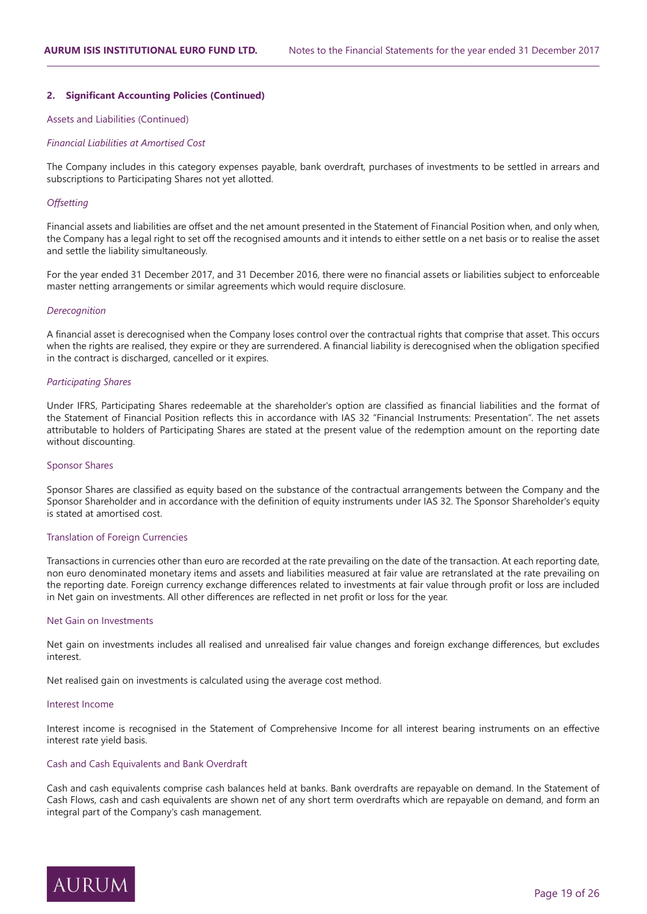## 2. Significant Accounting Policies (Continued)

### Assets and Liabilities (Continued)

*Financial Liabilities at Amortised Cost*

The Company includes in this category expenses payable, bank overdraft, purchases of investments to be settled in arrears and subscriptions to Participating Shares not yet allotted.

*Offsetting*

Financial assets and liabilities are offset and the net amount presented in the Statement of Financial Position when, and only when, the Company has a legal right to set off the recognised amounts and it intends to either settle on a net basis or to realise the asset and settle the liability simultaneously.

For the year ended 31 December 2017, and 31 December 2016, there were no financial assets or liabilities subject to enforceable master netting arrangements or similar agreements which would require disclosure.

*Derecognition*

A financial asset is derecognised when the Company loses control over the contractual rights that comprise that asset. This occurs when the rights are realised, they expire or they are surrendered. A financial liability is derecognised when the obligation specified in the contract is discharged, cancelled or it expires.

*Participating Shares*

Under IFRS, Participating Shares redeemable at the shareholder's option are classified as financial liabilities and the format of the Statement of Financial Position reflects this in accordance with IAS 32 "Financial Instruments: Presentation". The net assets attributable to holders of Participating Shares are stated at the present value of the redemption amount on the reporting date without discounting.

### Sponsor Shares

Sponsor Shares are classified as equity based on the substance of the contractual arrangements between the Company and the Sponsor Shareholder and in accordance with the definition of equity instruments under IAS 32. The Sponsor Shareholder's equity is stated at amortised cost.

### Translation of Foreign Currencies

Transactions in currencies other than euro are recorded at the rate prevailing on the date of the transaction. At each reporting date, non euro denominated monetary items and assets and liabilities measured at fair value are retranslated at the rate prevailing on the reporting date. Foreign currency exchange differences related to investments at fair value through profit or loss are included in Net gain on investments. All other differences are reflected in net profit or loss for the year.

### Net Gain on Investments

Net gain on investments includes all realised and unrealised fair value changes and foreign exchange differences, but excludes interest.

Net realised gain on investments is calculated using the average cost method.

### Interest Income

Interest income is recognised in the Statement of Comprehensive Income for all interest bearing instruments on an effective interest rate yield basis.

### Cash and Cash Equivalents and Bank Overdraft

Cash and cash equivalents comprise cash balances held at banks. Bank overdrafts are repayable on demand. In the Statement of Cash Flows, cash and cash equivalents are shown net of any short term overdrafts which are repayable on demand, and form an integral part of the Company's cash management.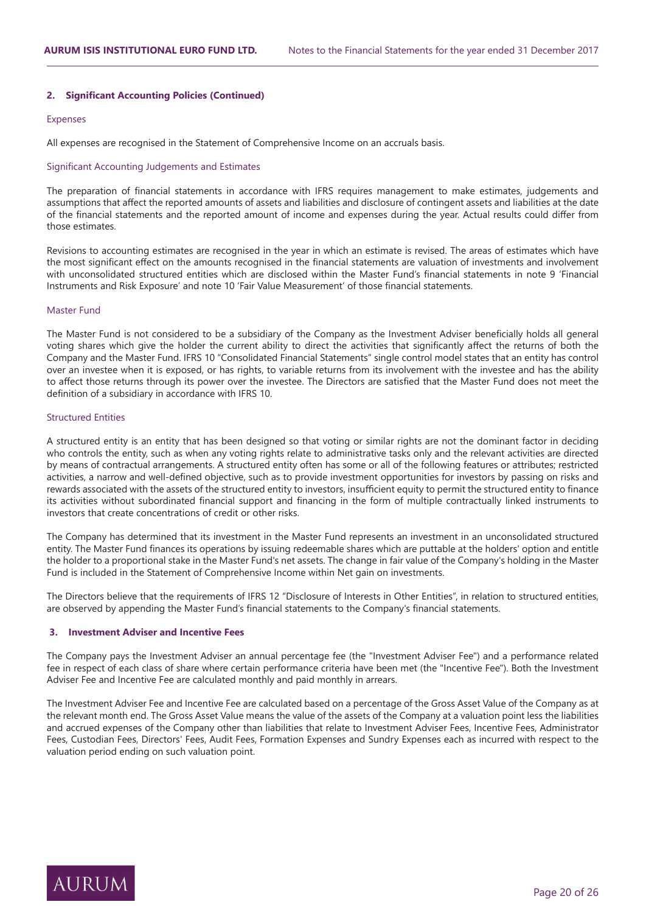## 2. Significant Accounting Policies (Continued)

### Expenses

All expenses are recognised in the Statement of Comprehensive Income on an accruals basis.

### Significant Accounting Judgements and Estimates

The preparation of financial statements in accordance with IFRS requires management to make estimates, judgements and assumptions that affect the reported amounts of assets and liabilities and disclosure of contingent assets and liabilities at the date of the financial statements and the reported amount of income and expenses during the year. Actual results could differ from those estimates.

Revisions to accounting estimates are recognised in the year in which an estimate is revised. The areas of estimates which have the most significant effect on the amounts recognised in the financial statements are valuation of investments and involvement with unconsolidated structured entities which are disclosed within the Master Fund's financial statements in note 9 'Financial Instruments and Risk Exposure' and note 10 'Fair Value Measurement' of those financial statements.

### Master Fund

The Master Fund is not considered to be a subsidiary of the Company as the Investment Adviser beneficially holds all general voting shares which give the holder the current ability to direct the activities that significantly affect the returns of both the Company and the Master Fund. IFRS 10 "Consolidated Financial Statements" single control model states that an entity has control over an investee when it is exposed, or has rights, to variable returns from its involvement with the investee and has the ability to affect those returns through its power over the investee. The Directors are satisfied that the Master Fund does not meet the definition of a subsidiary in accordance with IFRS 10.

### Structured Entities

A structured entity is an entity that has been designed so that voting or similar rights are not the dominant factor in deciding who controls the entity, such as when any voting rights relate to administrative tasks only and the relevant activities are directed by means of contractual arrangements. A structured entity often has some or all of the following features or attributes; restricted activities, a narrow and well-defined objective, such as to provide investment opportunities for investors by passing on risks and rewards associated with the assets of the structured entity to investors, insufficient equity to permit the structured entity to finance its activities without subordinated financial support and financing in the form of multiple contractually linked instruments to investors that create concentrations of credit or other risks.

The Company has determined that its investment in the Master Fund represents an investment in an unconsolidated structured entity. The Master Fund finances its operations by issuing redeemable shares which are puttable at the holders' option and entitle the holder to a proportional stake in the Master Fund's net assets. The change in fair value of the Company's holding in the Master Fund is included in the Statement of Comprehensive Income within Net gain on investments.

The Directors believe that the requirements of IFRS 12 "Disclosure of Interests in Other Entities", in relation to structured entities, are observed by appending the Master Fund's financial statements to the Company's financial statements.

## 3. Investment Adviser and Incentive Fees

The Company pays the Investment Adviser an annual percentage fee (the "Investment Adviser Fee") and a performance related fee in respect of each class of share where certain performance criteria have been met (the "Incentive Fee"). Both the Investment Adviser Fee and Incentive Fee are calculated monthly and paid monthly in arrears.

The Investment Adviser Fee and Incentive Fee are calculated based on a percentage of the Gross Asset Value of the Company as at the relevant month end. The Gross Asset Value means the value of the assets of the Company at a valuation point less the liabilities and accrued expenses of the Company other than liabilities that relate to Investment Adviser Fees, Incentive Fees, Administrator Fees, Custodian Fees, Directors' Fees, Audit Fees, Formation Expenses and Sundry Expenses each as incurred with respect to the valuation period ending on such valuation point.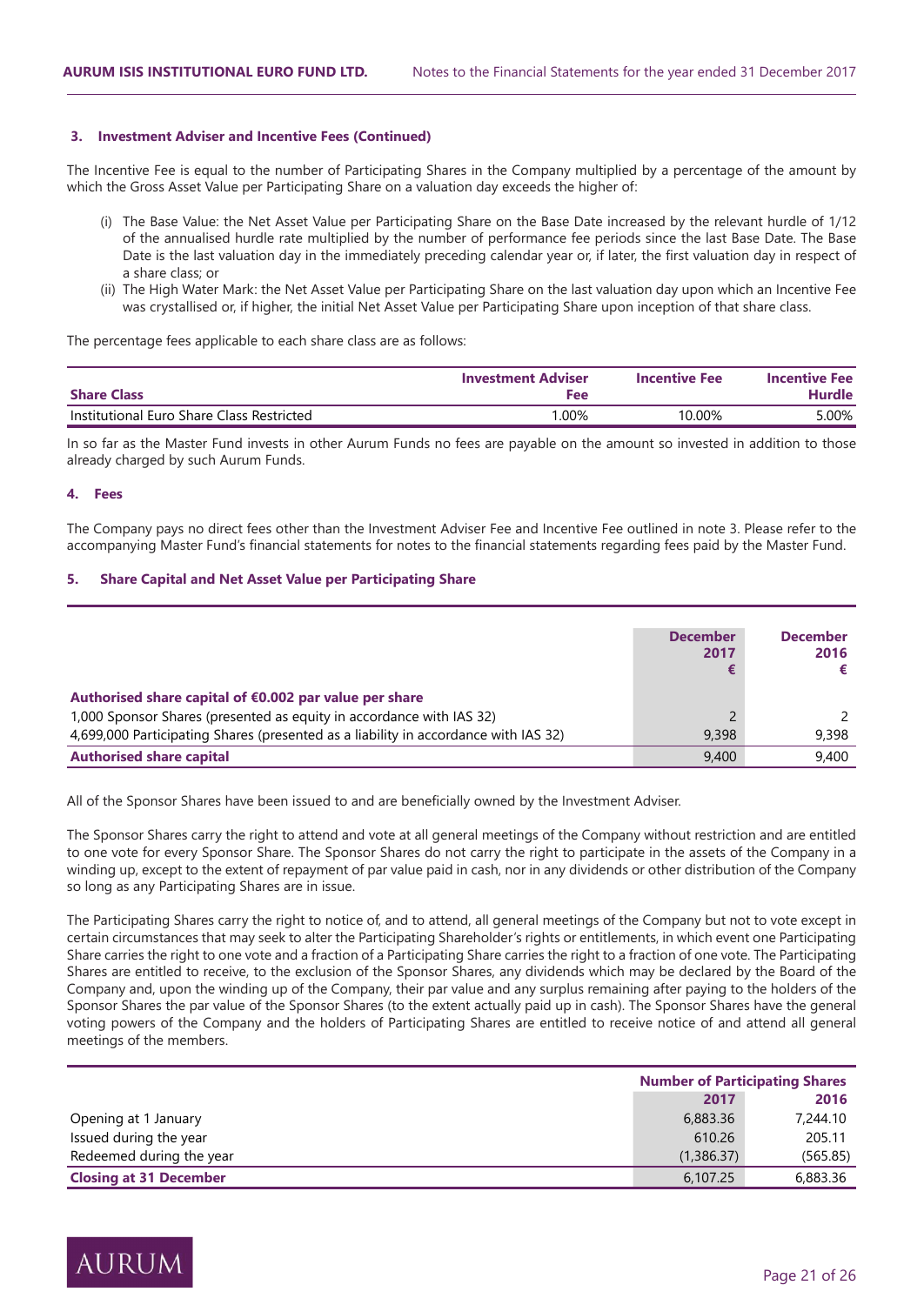### 3. Investment Adviser and Incentive Fees (Continued)

The Incentive Fee is equal to the number of Participating Shares in the Company multiplied by a percentage of the amount by which the Gross Asset Value per Participating Share on a valuation day exceeds the higher of:

(i) The Base Value: the Net Asset Value per Participating Share on the Base Date increased by the relevant hurdle of 1/12 of the annualised hurdle rate multiplied by the number of performance fee periods since the last Base Date. The Base Date is the last valuation day in the immediately preceding calendar year or, if later, the first valuation day in respect of a share class; or

(ii) The High Water Mark: the Net Asset Value per Participating Share on the last valuation day upon which an Incentive Fee was crystallised or, if higher, the initial Net Asset Value per Participating Share upon inception of that share class.

The percentage fees applicable to each share class are as follows:

| Share Class | Investment Adviser Fee | Incentive Fee | Incentive Fee Hurdle |
|---|---|---|---|
| Institutional Euro Share Class Restricted | 1.00% | 10.00% | 5.00% |

In so far as the Master Fund invests in other Aurum Funds no fees are payable on the amount so invested in addition to those already charged by such Aurum Funds.

### 4. Fees

The Company pays no direct fees other than the Investment Adviser Fee and Incentive Fee outlined in note 3. Please refer to the accompanying Master Fund's financial statements for notes to the financial statements regarding fees paid by the Master Fund.

### 5. Share Capital and Net Asset Value per Participating Share

| | December 2017 € | December 2016 € |
|---|---|---|
| **Authorised share capital of €0.002 par value per share** | | |
| 1,000 Sponsor Shares (presented as equity in accordance with IAS 32) | 2 | 2 |
| 4,699,000 Participating Shares (presented as a liability in accordance with IAS 32) | 9,398 | 9,398 |
| **Authorised share capital** | 9,400 | 9,400 |

All of the Sponsor Shares have been issued to and are beneficially owned by the Investment Adviser.

The Sponsor Shares carry the right to attend and vote at all general meetings of the Company without restriction and are entitled to one vote for every Sponsor Share. The Sponsor Shares do not carry the right to participate in the assets of the Company in a winding up, except to the extent of repayment of par value paid in cash, nor in any dividends or other distribution of the Company so long as any Participating Shares are in issue.

The Participating Shares carry the right to notice of, and to attend, all general meetings of the Company but not to vote except in certain circumstances that may seek to alter the Participating Shareholder's rights or entitlements, in which event one Participating Share carries the right to one vote and a fraction of a Participating Share carries the right to a fraction of one vote. The Participating Shares are entitled to receive, to the exclusion of the Sponsor Shares, any dividends which may be declared by the Board of the Company and, upon the winding up of the Company, their par value and any surplus remaining after paying to the holders of the Sponsor Shares the par value of the Sponsor Shares (to the extent actually paid up in cash). The Sponsor Shares have the general voting powers of the Company and the holders of Participating Shares are entitled to receive notice of and attend all general meetings of the members.

| | Number of Participating Shares | |
|---|---|---|
| | 2017 | 2016 |
| Opening at 1 January | 6,883.36 | 7,244.10 |
| Issued during the year | 610.26 | 205.11 |
| Redeemed during the year | (1,386.37) | (565.85) |
| **Closing at 31 December** | 6,107.25 | 6,883.36 |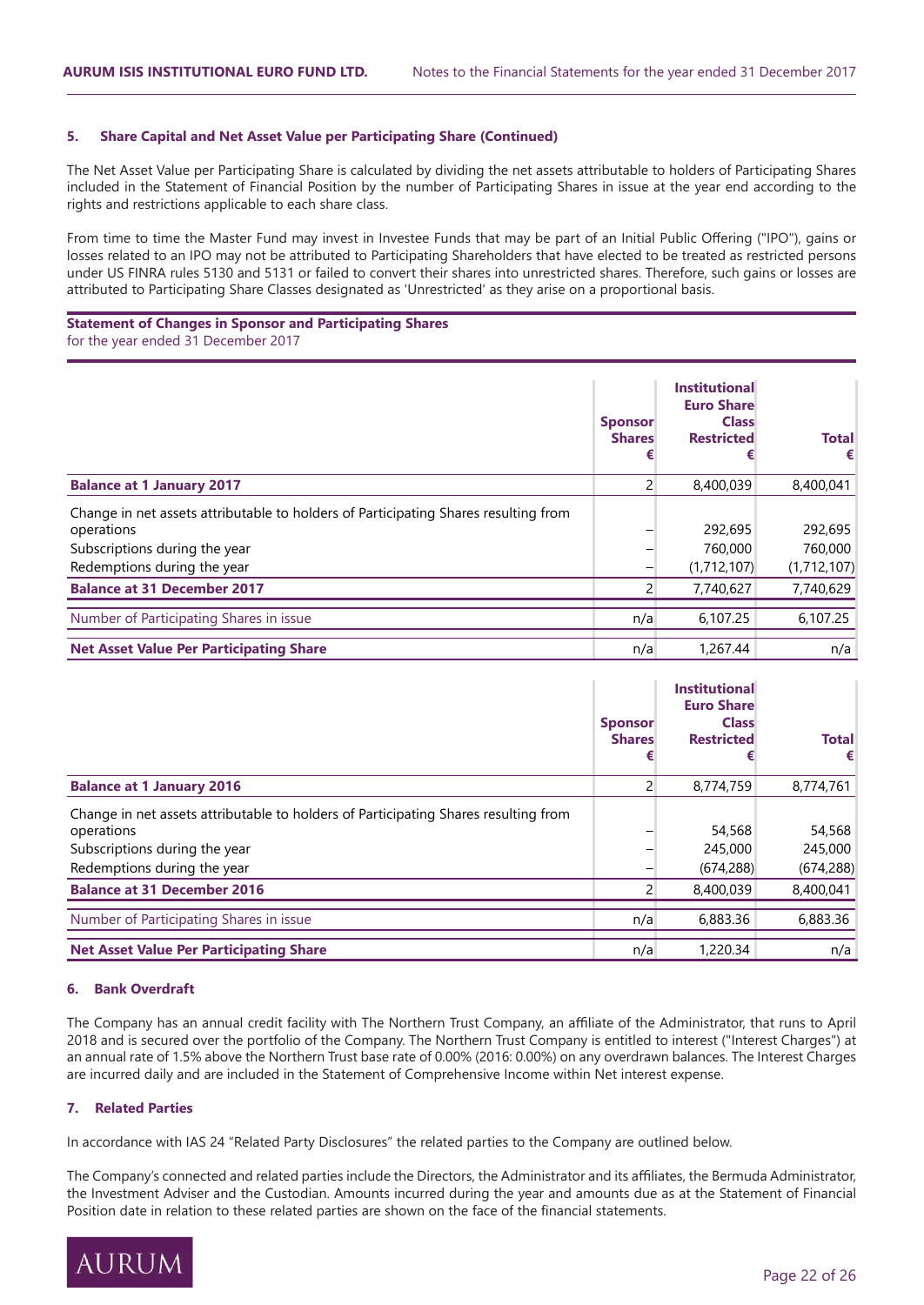### 5. Share Capital and Net Asset Value per Participating Share (Continued)

The Net Asset Value per Participating Share is calculated by dividing the net assets attributable to holders of Participating Shares included in the Statement of Financial Position by the number of Participating Shares in issue at the year end according to the rights and restrictions applicable to each share class.

From time to time the Master Fund may invest in Investee Funds that may be part of an Initial Public Offering ("IPO"), gains or losses related to an IPO may not be attributed to Participating Shareholders that have elected to be treated as restricted persons under US FINRA rules 5130 and 5131 or failed to convert their shares into unrestricted shares. Therefore, such gains or losses are attributed to Participating Share Classes designated as 'Unrestricted' as they arise on a proportional basis.

**Statement of Changes in Sponsor and Participating Shares**
for the year ended 31 December 2017

| | Sponsor Shares € | Institutional Euro Share Class Restricted € | Total € |
|---|---|---|---|
| **Balance at 1 January 2017** | 2 | 8,400,039 | 8,400,041 |
| Change in net assets attributable to holders of Participating Shares resulting from operations | – | 292,695 | 292,695 |
| Subscriptions during the year | – | 760,000 | 760,000 |
| Redemptions during the year | – | (1,712,107) | (1,712,107) |
| **Balance at 31 December 2017** | 2 | 7,740,627 | 7,740,629 |
| Number of Participating Shares in issue | n/a | 6,107.25 | 6,107.25 |
| **Net Asset Value Per Participating Share** | n/a | 1,267.44 | n/a |

| | Sponsor Shares € | Institutional Euro Share Class Restricted € | Total € |
|---|---|---|---|
| **Balance at 1 January 2016** | 2 | 8,774,759 | 8,774,761 |
| Change in net assets attributable to holders of Participating Shares resulting from operations | – | 54,568 | 54,568 |
| Subscriptions during the year | – | 245,000 | 245,000 |
| Redemptions during the year | – | (674,288) | (674,288) |
| **Balance at 31 December 2016** | 2 | 8,400,039 | 8,400,041 |
| Number of Participating Shares in issue | n/a | 6,883.36 | 6,883.36 |
| **Net Asset Value Per Participating Share** | n/a | 1,220.34 | n/a |

### 6. Bank Overdraft

The Company has an annual credit facility with The Northern Trust Company, an affiliate of the Administrator, that runs to April 2018 and is secured over the portfolio of the Company. The Northern Trust Company is entitled to interest ("Interest Charges") at an annual rate of 1.5% above the Northern Trust base rate of 0.00% (2016: 0.00%) on any overdrawn balances. The Interest Charges are incurred daily and are included in the Statement of Comprehensive Income within Net interest expense.

### 7. Related Parties

In accordance with IAS 24 "Related Party Disclosures" the related parties to the Company are outlined below.

The Company's connected and related parties include the Directors, the Administrator and its affiliates, the Bermuda Administrator, the Investment Adviser and the Custodian. Amounts incurred during the year and amounts due as at the Statement of Financial Position date in relation to these related parties are shown on the face of the financial statements.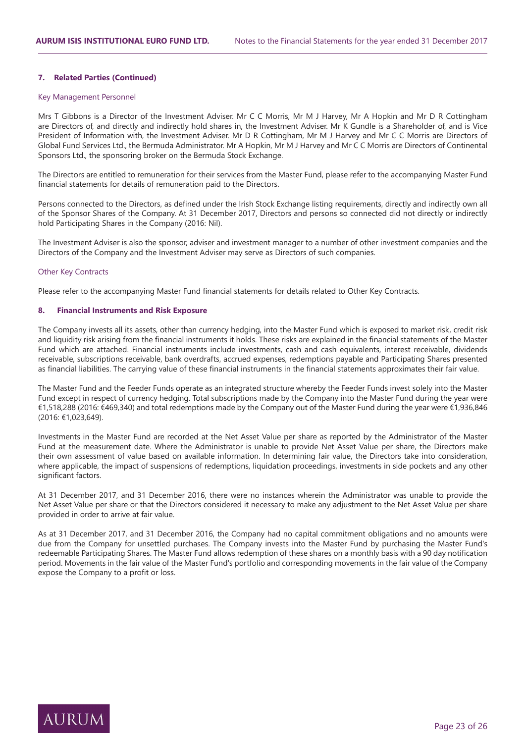### 7. Related Parties (Continued)

#### Key Management Personnel

Mrs T Gibbons is a Director of the Investment Adviser. Mr C C Morris, Mr M J Harvey, Mr A Hopkin and Mr D R Cottingham are Directors of, and directly and indirectly hold shares in, the Investment Adviser. Mr K Gundle is a Shareholder of, and is Vice President of Information with, the Investment Adviser. Mr D R Cottingham, Mr M J Harvey and Mr C C Morris are Directors of Global Fund Services Ltd., the Bermuda Administrator. Mr A Hopkin, Mr M J Harvey and Mr C C Morris are Directors of Continental Sponsors Ltd., the sponsoring broker on the Bermuda Stock Exchange.

The Directors are entitled to remuneration for their services from the Master Fund, please refer to the accompanying Master Fund financial statements for details of remuneration paid to the Directors.

Persons connected to the Directors, as defined under the Irish Stock Exchange listing requirements, directly and indirectly own all of the Sponsor Shares of the Company. At 31 December 2017, Directors and persons so connected did not directly or indirectly hold Participating Shares in the Company (2016: Nil).

The Investment Adviser is also the sponsor, adviser and investment manager to a number of other investment companies and the Directors of the Company and the Investment Adviser may serve as Directors of such companies.

#### Other Key Contracts

Please refer to the accompanying Master Fund financial statements for details related to Other Key Contracts.

### 8. Financial Instruments and Risk Exposure

The Company invests all its assets, other than currency hedging, into the Master Fund which is exposed to market risk, credit risk and liquidity risk arising from the financial instruments it holds. These risks are explained in the financial statements of the Master Fund which are attached. Financial instruments include investments, cash and cash equivalents, interest receivable, dividends receivable, subscriptions receivable, bank overdrafts, accrued expenses, redemptions payable and Participating Shares presented as financial liabilities. The carrying value of these financial instruments in the financial statements approximates their fair value.

The Master Fund and the Feeder Funds operate as an integrated structure whereby the Feeder Funds invest solely into the Master Fund except in respect of currency hedging. Total subscriptions made by the Company into the Master Fund during the year were €1,518,288 (2016: €469,340) and total redemptions made by the Company out of the Master Fund during the year were €1,936,846 (2016: €1,023,649).

Investments in the Master Fund are recorded at the Net Asset Value per share as reported by the Administrator of the Master Fund at the measurement date. Where the Administrator is unable to provide Net Asset Value per share, the Directors make their own assessment of value based on available information. In determining fair value, the Directors take into consideration, where applicable, the impact of suspensions of redemptions, liquidation proceedings, investments in side pockets and any other significant factors.

At 31 December 2017, and 31 December 2016, there were no instances wherein the Administrator was unable to provide the Net Asset Value per share or that the Directors considered it necessary to make any adjustment to the Net Asset Value per share provided in order to arrive at fair value.

As at 31 December 2017, and 31 December 2016, the Company had no capital commitment obligations and no amounts were due from the Company for unsettled purchases. The Company invests into the Master Fund by purchasing the Master Fund's redeemable Participating Shares. The Master Fund allows redemption of these shares on a monthly basis with a 90 day notification period. Movements in the fair value of the Master Fund's portfolio and corresponding movements in the fair value of the Company expose the Company to a profit or loss.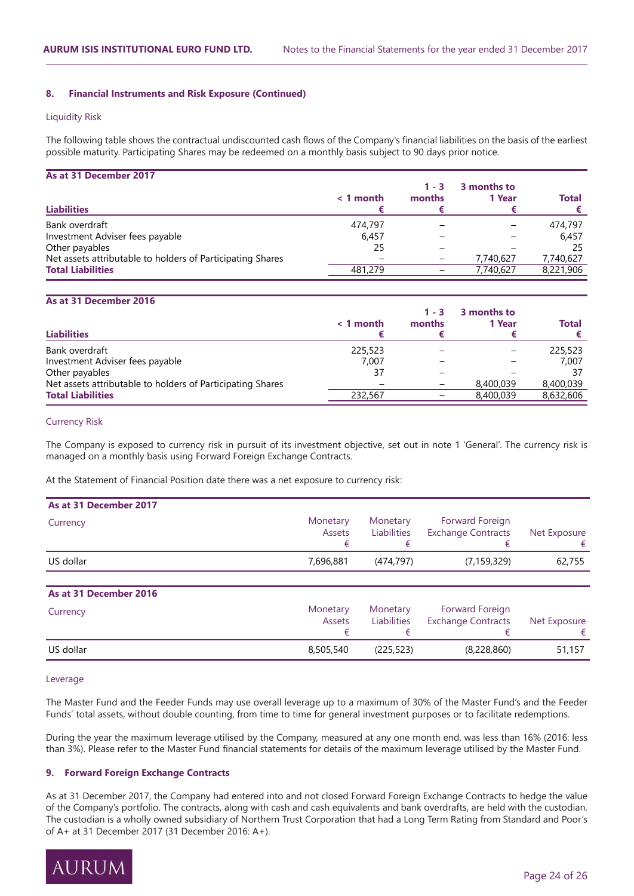## 8. Financial Instruments and Risk Exposure (Continued)

### Liquidity Risk

The following table shows the contractual undiscounted cash flows of the Company's financial liabilities on the basis of the earliest possible maturity. Participating Shares may be redeemed on a monthly basis subject to 90 days prior notice.

**As at 31 December 2017**

| Liabilities | < 1 month € | 1 - 3 months € | 3 months to 1 Year € | Total € |
|---|---|---|---|---|
| Bank overdraft | 474,797 | – | – | 474,797 |
| Investment Adviser fees payable | 6,457 | – | – | 6,457 |
| Other payables | 25 | – | – | 25 |
| Net assets attributable to holders of Participating Shares | – | – | 7,740,627 | 7,740,627 |
| **Total Liabilities** | 481,279 | – | 7,740,627 | 8,221,906 |

**As at 31 December 2016**

| Liabilities | < 1 month € | 1 - 3 months € | 3 months to 1 Year € | Total € |
|---|---|---|---|---|
| Bank overdraft | 225,523 | – | – | 225,523 |
| Investment Adviser fees payable | 7,007 | – | – | 7,007 |
| Other payables | 37 | – | – | 37 |
| Net assets attributable to holders of Participating Shares | – | – | 8,400,039 | 8,400,039 |
| **Total Liabilities** | 232,567 | – | 8,400,039 | 8,632,606 |

### Currency Risk

The Company is exposed to currency risk in pursuit of its investment objective, set out in note 1 'General'. The currency risk is managed on a monthly basis using Forward Foreign Exchange Contracts.

At the Statement of Financial Position date there was a net exposure to currency risk:

**As at 31 December 2017**

| Currency | Monetary Assets € | Monetary Liabilities € | Forward Foreign Exchange Contracts € | Net Exposure € |
|---|---|---|---|---|
| US dollar | 7,696,881 | (474,797) | (7,159,329) | 62,755 |

**As at 31 December 2016**

| Currency | Monetary Assets € | Monetary Liabilities € | Forward Foreign Exchange Contracts € | Net Exposure € |
|---|---|---|---|---|
| US dollar | 8,505,540 | (225,523) | (8,228,860) | 51,157 |

### Leverage

The Master Fund and the Feeder Funds may use overall leverage up to a maximum of 30% of the Master Fund's and the Feeder Funds' total assets, without double counting, from time to time for general investment purposes or to facilitate redemptions.

During the year the maximum leverage utilised by the Company, measured at any one month end, was less than 16% (2016: less than 3%). Please refer to the Master Fund financial statements for details of the maximum leverage utilised by the Master Fund.

## 9. Forward Foreign Exchange Contracts

As at 31 December 2017, the Company had entered into and not closed Forward Foreign Exchange Contracts to hedge the value of the Company's portfolio. The contracts, along with cash and cash equivalents and bank overdrafts, are held with the custodian. The custodian is a wholly owned subsidiary of Northern Trust Corporation that had a Long Term Rating from Standard and Poor's of A+ at 31 December 2017 (31 December 2016: A+).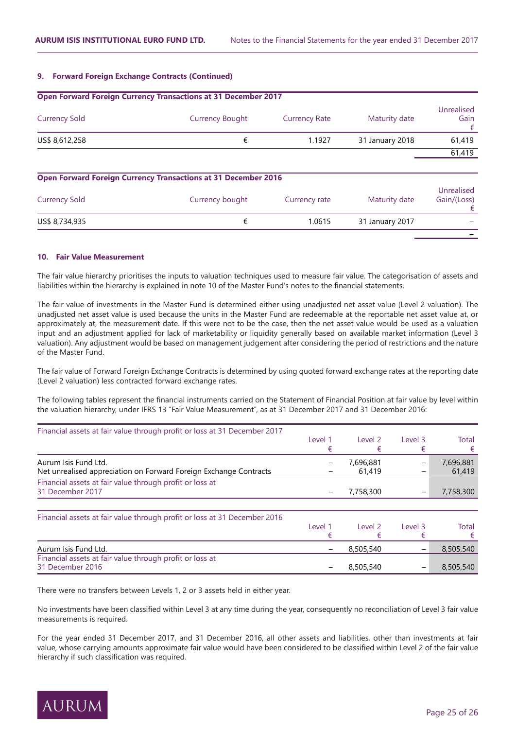### 9. Forward Foreign Exchange Contracts (Continued)

**Open Forward Foreign Currency Transactions at 31 December 2017**

| Currency Sold | Currency Bought | Currency Rate | Maturity date | Unrealised Gain € |
|---|---|---|---|---|
| US$ 8,612,258 | € | 1.1927 | 31 January 2018 | 61,419 |
| | | | | 61,419 |

**Open Forward Foreign Currency Transactions at 31 December 2016**

| Currency Sold | Currency bought | Currency rate | Maturity date | Unrealised Gain/(Loss) € |
|---|---|---|---|---|
| US$ 8,734,935 | € | 1.0615 | 31 January 2017 | – |
| | | | | – |

### 10. Fair Value Measurement

The fair value hierarchy prioritises the inputs to valuation techniques used to measure fair value. The categorisation of assets and liabilities within the hierarchy is explained in note 10 of the Master Fund's notes to the financial statements.

The fair value of investments in the Master Fund is determined either using unadjusted net asset value (Level 2 valuation). The unadjusted net asset value is used because the units in the Master Fund are redeemable at the reportable net asset value at, or approximately at, the measurement date. If this were not to be the case, then the net asset value would be used as a valuation input and an adjustment applied for lack of marketability or liquidity generally based on available market information (Level 3 valuation). Any adjustment would be based on management judgement after considering the period of restrictions and the nature of the Master Fund.

The fair value of Forward Foreign Exchange Contracts is determined by using quoted forward exchange rates at the reporting date (Level 2 valuation) less contracted forward exchange rates.

The following tables represent the financial instruments carried on the Statement of Financial Position at fair value by level within the valuation hierarchy, under IFRS 13 "Fair Value Measurement", as at 31 December 2017 and 31 December 2016:

| Financial assets at fair value through profit or loss at 31 December 2017 | Level 1 € | Level 2 € | Level 3 € | Total € |
|---|---|---|---|---|
| Aurum Isis Fund Ltd. | – | 7,696,881 | – | 7,696,881 |
| Net unrealised appreciation on Forward Foreign Exchange Contracts | – | 61,419 | – | 61,419 |
| Financial assets at fair value through profit or loss at 31 December 2017 | – | 7,758,300 | – | 7,758,300 |

| Financial assets at fair value through profit or loss at 31 December 2016 | Level 1 € | Level 2 € | Level 3 € | Total € |
|---|---|---|---|---|
| Aurum Isis Fund Ltd. | – | 8,505,540 | – | 8,505,540 |
| Financial assets at fair value through profit or loss at 31 December 2016 | – | 8,505,540 | – | 8,505,540 |

There were no transfers between Levels 1, 2 or 3 assets held in either year.

No investments have been classified within Level 3 at any time during the year, consequently no reconciliation of Level 3 fair value measurements is required.

For the year ended 31 December 2017, and 31 December 2016, all other assets and liabilities, other than investments at fair value, whose carrying amounts approximate fair value would have been considered to be classified within Level 2 of the fair value hierarchy if such classification was required.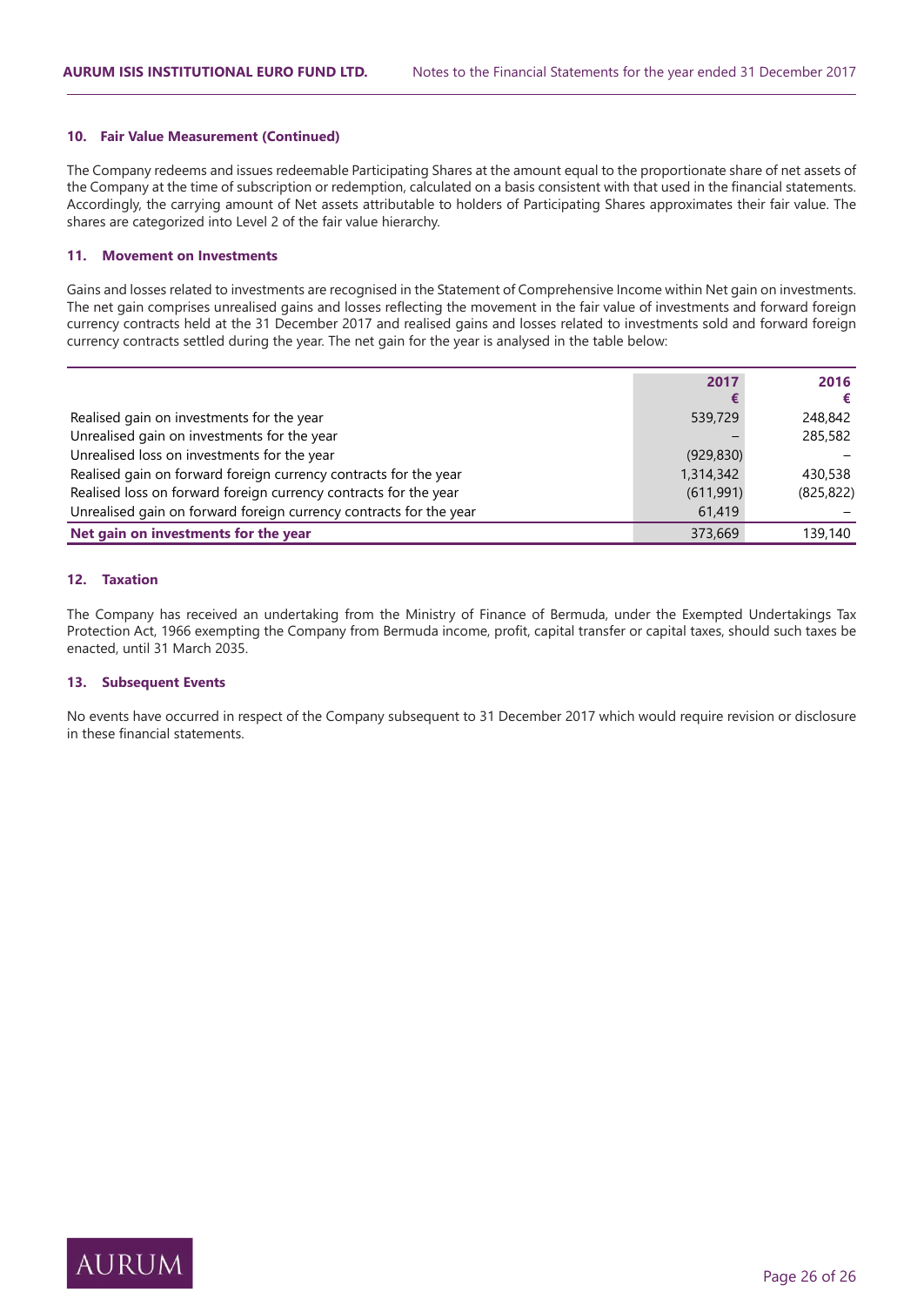### 10. Fair Value Measurement (Continued)

The Company redeems and issues redeemable Participating Shares at the amount equal to the proportionate share of net assets of the Company at the time of subscription or redemption, calculated on a basis consistent with that used in the financial statements. Accordingly, the carrying amount of Net assets attributable to holders of Participating Shares approximates their fair value. The shares are categorized into Level 2 of the fair value hierarchy.

### 11. Movement on Investments

Gains and losses related to investments are recognised in the Statement of Comprehensive Income within Net gain on investments. The net gain comprises unrealised gains and losses reflecting the movement in the fair value of investments and forward foreign currency contracts held at the 31 December 2017 and realised gains and losses related to investments sold and forward foreign currency contracts settled during the year. The net gain for the year is analysed in the table below:

| | 2017<br>€ | 2016<br>€ |
|---|---|---|
| Realised gain on investments for the year | 539,729 | 248,842 |
| Unrealised gain on investments for the year | – | 285,582 |
| Unrealised loss on investments for the year | (929,830) | – |
| Realised gain on forward foreign currency contracts for the year | 1,314,342 | 430,538 |
| Realised loss on forward foreign currency contracts for the year | (611,991) | (825,822) |
| Unrealised gain on forward foreign currency contracts for the year | 61,419 | – |
| **Net gain on investments for the year** | 373,669 | 139,140 |

### 12. Taxation

The Company has received an undertaking from the Ministry of Finance of Bermuda, under the Exempted Undertakings Tax Protection Act, 1966 exempting the Company from Bermuda income, profit, capital transfer or capital taxes, should such taxes be enacted, until 31 March 2035.

### 13. Subsequent Events

No events have occurred in respect of the Company subsequent to 31 December 2017 which would require revision or disclosure in these financial statements.